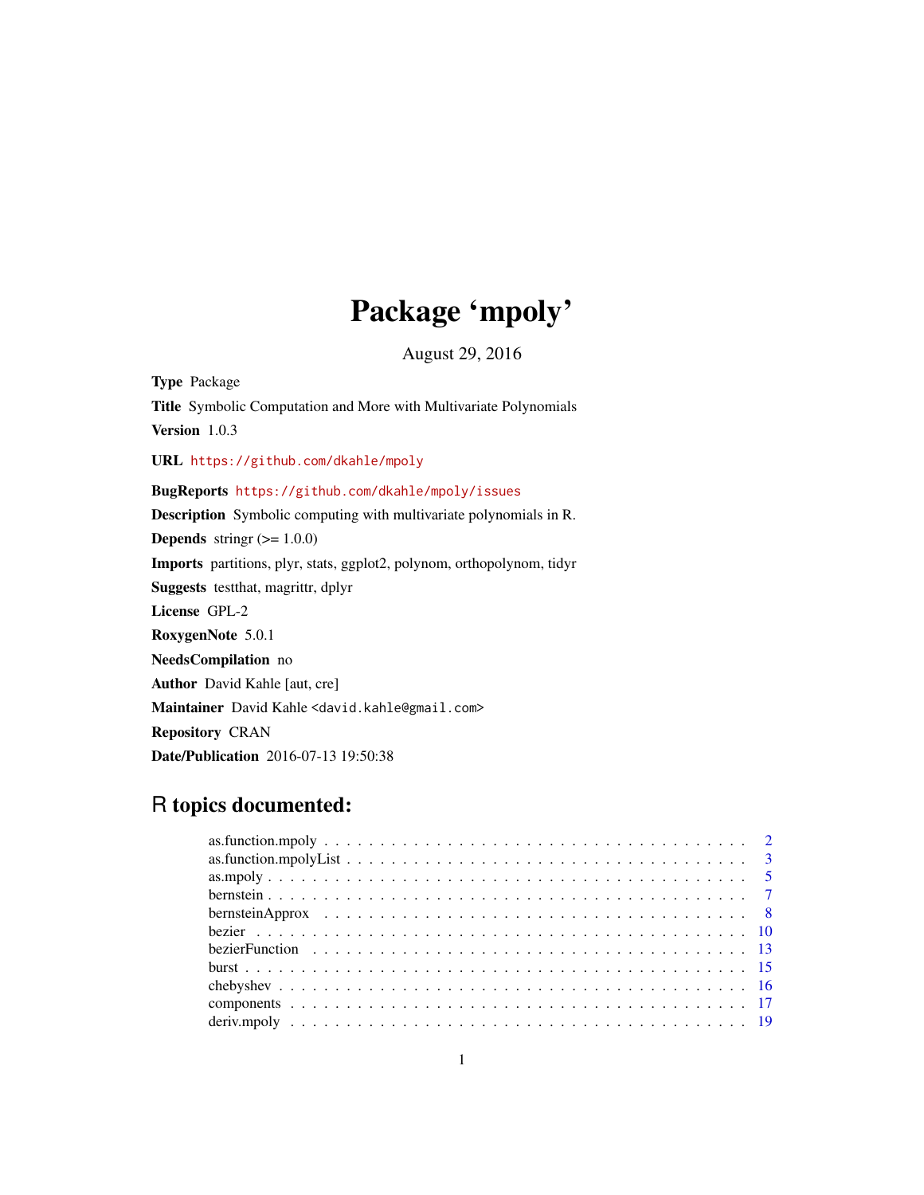# Package 'mpoly'

August 29, 2016

**Type** Package

**Title** Symbolic Computation and More with Multivariate Polynomials

**Version** 1.0.3

**URL** https://github.com/dkahle/mpoly

**BugReports** https://github.com/dkahle/mpoly/issues

**Description** Symbolic computing with multivariate polynomials in R.

**Depends** stringr (>= 1.0.0)

**Imports** partitions, plyr, stats, ggplot2, polynom, orthopolynom, tidyr

**Suggests** testthat, magrittr, dplyr

**License** GPL-2

**RoxygenNote** 5.0.1

**NeedsCompilation** no

**Author** David Kahle [aut, cre]

**Maintainer** David Kahle <david.kahle@gmail.com>

**Repository** CRAN

**Date/Publication** 2016-07-13 19:50:38

## R topics documented:

- as.function.mpoly . . . . . . . . . . . . . . . . . . . . . . . . . . . . . . . . . . . 2
- as.function.mpolyList . . . . . . . . . . . . . . . . . . . . . . . . . . . . . . . . . 3
- as.mpoly . . . . . . . . . . . . . . . . . . . . . . . . . . . . . . . . . . . . . . . 5
- bernstein . . . . . . . . . . . . . . . . . . . . . . . . . . . . . . . . . . . . . . . 7
- bernsteinApprox . . . . . . . . . . . . . . . . . . . . . . . . . . . . . . . . . . . 8
- bezier . . . . . . . . . . . . . . . . . . . . . . . . . . . . . . . . . . . . . . . . 10
- bezierFunction . . . . . . . . . . . . . . . . . . . . . . . . . . . . . . . . . . . 13
- burst . . . . . . . . . . . . . . . . . . . . . . . . . . . . . . . . . . . . . . . . 15
- chebyshev . . . . . . . . . . . . . . . . . . . . . . . . . . . . . . . . . . . . . . 16
- components . . . . . . . . . . . . . . . . . . . . . . . . . . . . . . . . . . . . . 17
- deriv.mpoly . . . . . . . . . . . . . . . . . . . . . . . . . . . . . . . . . . . . . 19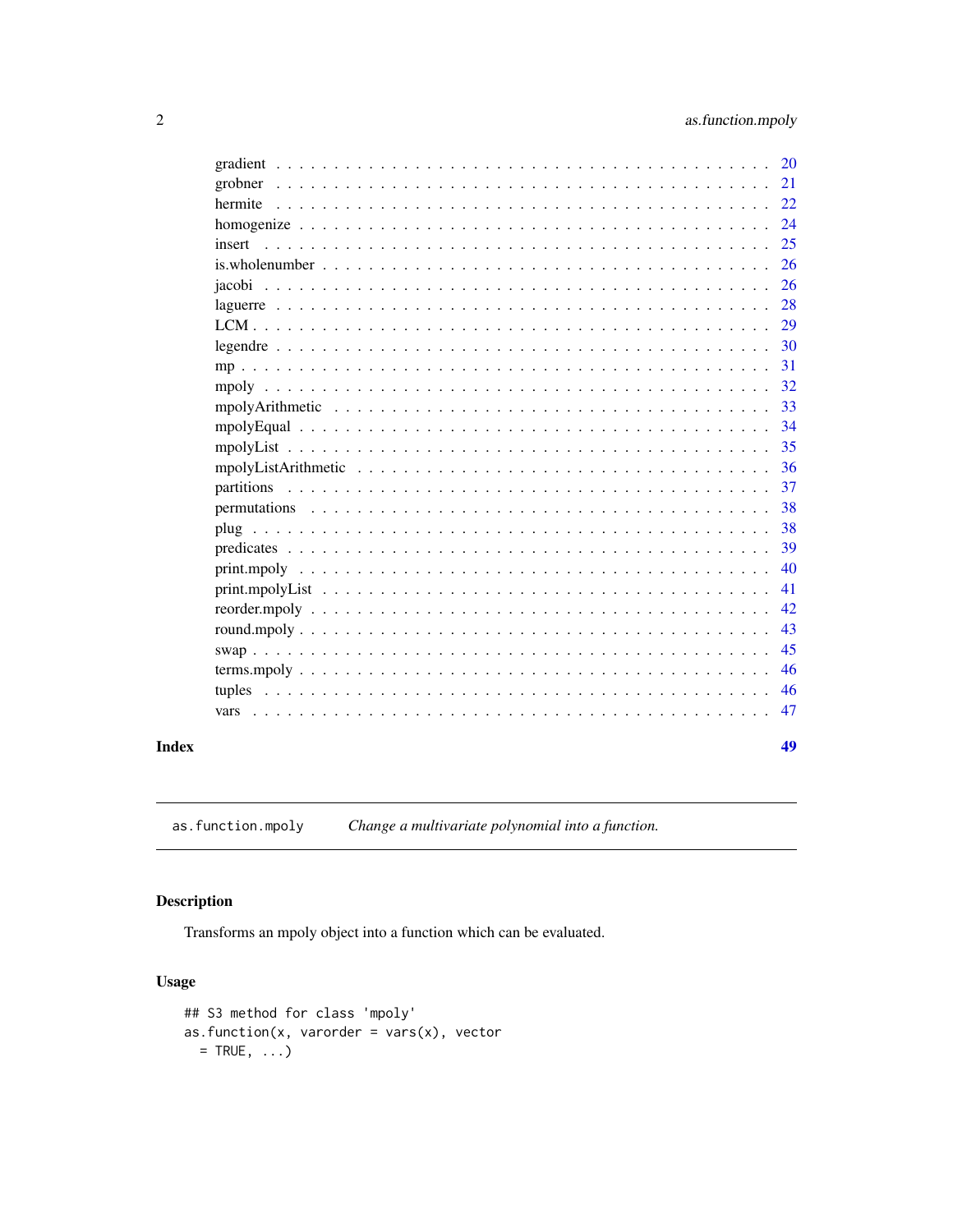gradient . . . . . . . . . . . . . . . . . . . . . . . . . . . . . . . . . . . . . . . . 20
grobner . . . . . . . . . . . . . . . . . . . . . . . . . . . . . . . . . . . . . . . . 21
hermite . . . . . . . . . . . . . . . . . . . . . . . . . . . . . . . . . . . . . . . . 22
homogenize . . . . . . . . . . . . . . . . . . . . . . . . . . . . . . . . . . . . . . 24
insert . . . . . . . . . . . . . . . . . . . . . . . . . . . . . . . . . . . . . . . . 25
is.wholenumber . . . . . . . . . . . . . . . . . . . . . . . . . . . . . . . . . . . . 26
jacobi . . . . . . . . . . . . . . . . . . . . . . . . . . . . . . . . . . . . . . . . 26
laguerre . . . . . . . . . . . . . . . . . . . . . . . . . . . . . . . . . . . . . . . 28
LCM . . . . . . . . . . . . . . . . . . . . . . . . . . . . . . . . . . . . . . . . . 29
legendre . . . . . . . . . . . . . . . . . . . . . . . . . . . . . . . . . . . . . . . 30
mp . . . . . . . . . . . . . . . . . . . . . . . . . . . . . . . . . . . . . . . . . . 31
mpoly . . . . . . . . . . . . . . . . . . . . . . . . . . . . . . . . . . . . . . . . 32
mpolyArithmetic . . . . . . . . . . . . . . . . . . . . . . . . . . . . . . . . . . . 33
mpolyEqual . . . . . . . . . . . . . . . . . . . . . . . . . . . . . . . . . . . . . . 34
mpolyList . . . . . . . . . . . . . . . . . . . . . . . . . . . . . . . . . . . . . . . 35
mpolyListArithmetic . . . . . . . . . . . . . . . . . . . . . . . . . . . . . . . . . 36
partitions . . . . . . . . . . . . . . . . . . . . . . . . . . . . . . . . . . . . . . 37
permutations . . . . . . . . . . . . . . . . . . . . . . . . . . . . . . . . . . . . . 38
plug . . . . . . . . . . . . . . . . . . . . . . . . . . . . . . . . . . . . . . . . . 38
predicates . . . . . . . . . . . . . . . . . . . . . . . . . . . . . . . . . . . . . . 39
print.mpoly . . . . . . . . . . . . . . . . . . . . . . . . . . . . . . . . . . . . . . 40
print.mpolyList . . . . . . . . . . . . . . . . . . . . . . . . . . . . . . . . . . . . 41
reorder.mpoly . . . . . . . . . . . . . . . . . . . . . . . . . . . . . . . . . . . . . 42
round.mpoly . . . . . . . . . . . . . . . . . . . . . . . . . . . . . . . . . . . . . . 43
swap . . . . . . . . . . . . . . . . . . . . . . . . . . . . . . . . . . . . . . . . . 45
terms.mpoly . . . . . . . . . . . . . . . . . . . . . . . . . . . . . . . . . . . . . . 46
tuples . . . . . . . . . . . . . . . . . . . . . . . . . . . . . . . . . . . . . . . . 46
vars . . . . . . . . . . . . . . . . . . . . . . . . . . . . . . . . . . . . . . . . . 47

**Index** **49**

---

`as.function.mpoly` *Change a multivariate polynomial into a function.*

---

## Description

Transforms an mpoly object into a function which can be evaluated.

## Usage

```
## S3 method for class 'mpoly'
as.function(x, varorder = vars(x), vector
  = TRUE, ...)
```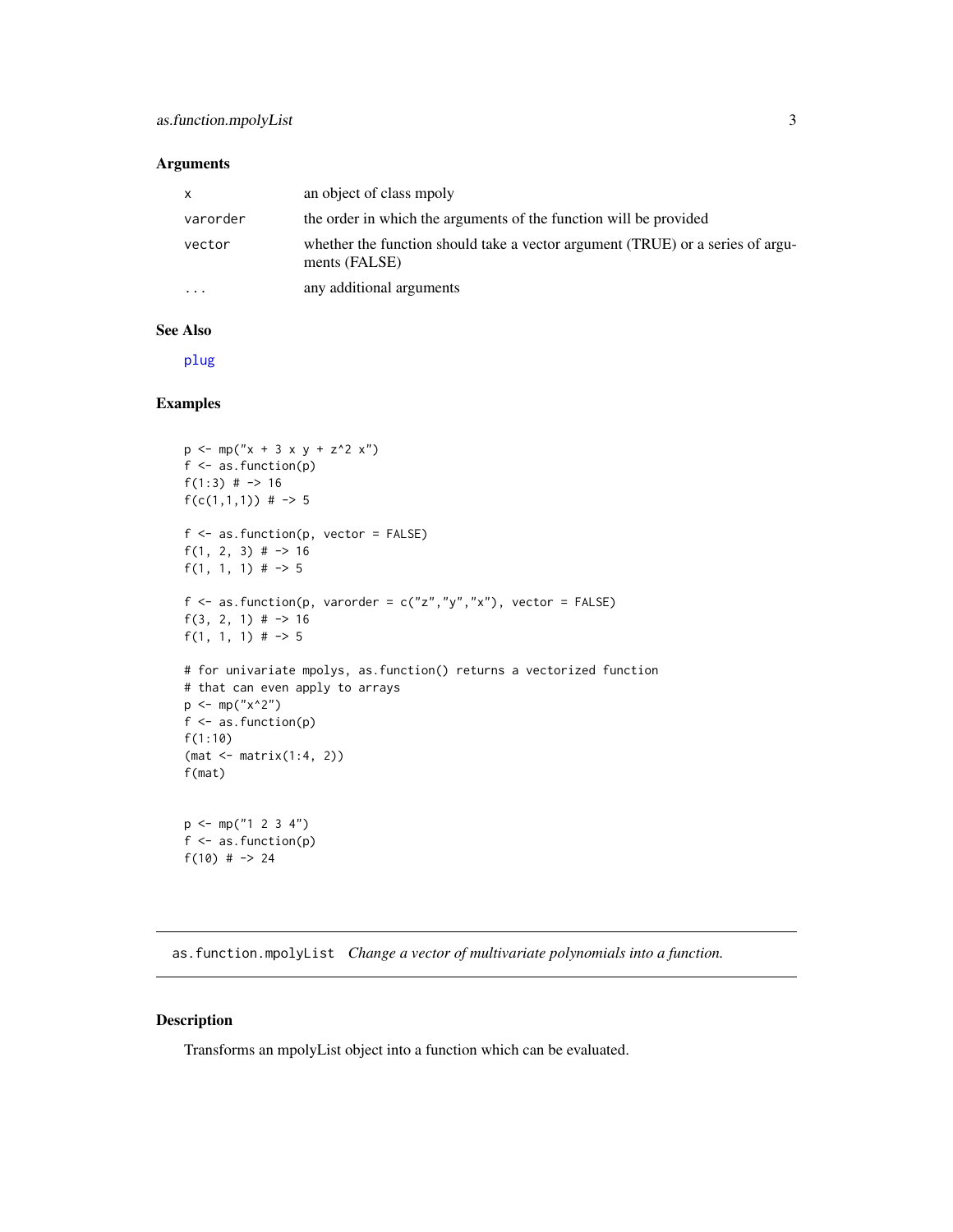## Arguments

| | |
|---|---|
| x | an object of class mpoly |
| varorder | the order in which the arguments of the function will be provided |
| vector | whether the function should take a vector argument (TRUE) or a series of arguments (FALSE) |
| ... | any additional arguments |

## See Also

plug

## Examples

```
p <- mp("x + 3 x y + z^2 x")
f <- as.function(p)
f(1:3) # -> 16
f(c(1,1,1)) # -> 5

f <- as.function(p, vector = FALSE)
f(1, 2, 3) # -> 16
f(1, 1, 1) # -> 5

f <- as.function(p, varorder = c("z","y","x"), vector = FALSE)
f(3, 2, 1) # -> 16
f(1, 1, 1) # -> 5

# for univariate mpolys, as.function() returns a vectorized function
# that can even apply to arrays
p <- mp("x^2")
f <- as.function(p)
f(1:10)
(mat <- matrix(1:4, 2))
f(mat)


p <- mp("1 2 3 4")
f <- as.function(p)
f(10) # -> 24
```

---

# as.function.mpolyList *Change a vector of multivariate polynomials into a function.*

## Description

Transforms an mpolyList object into a function which can be evaluated.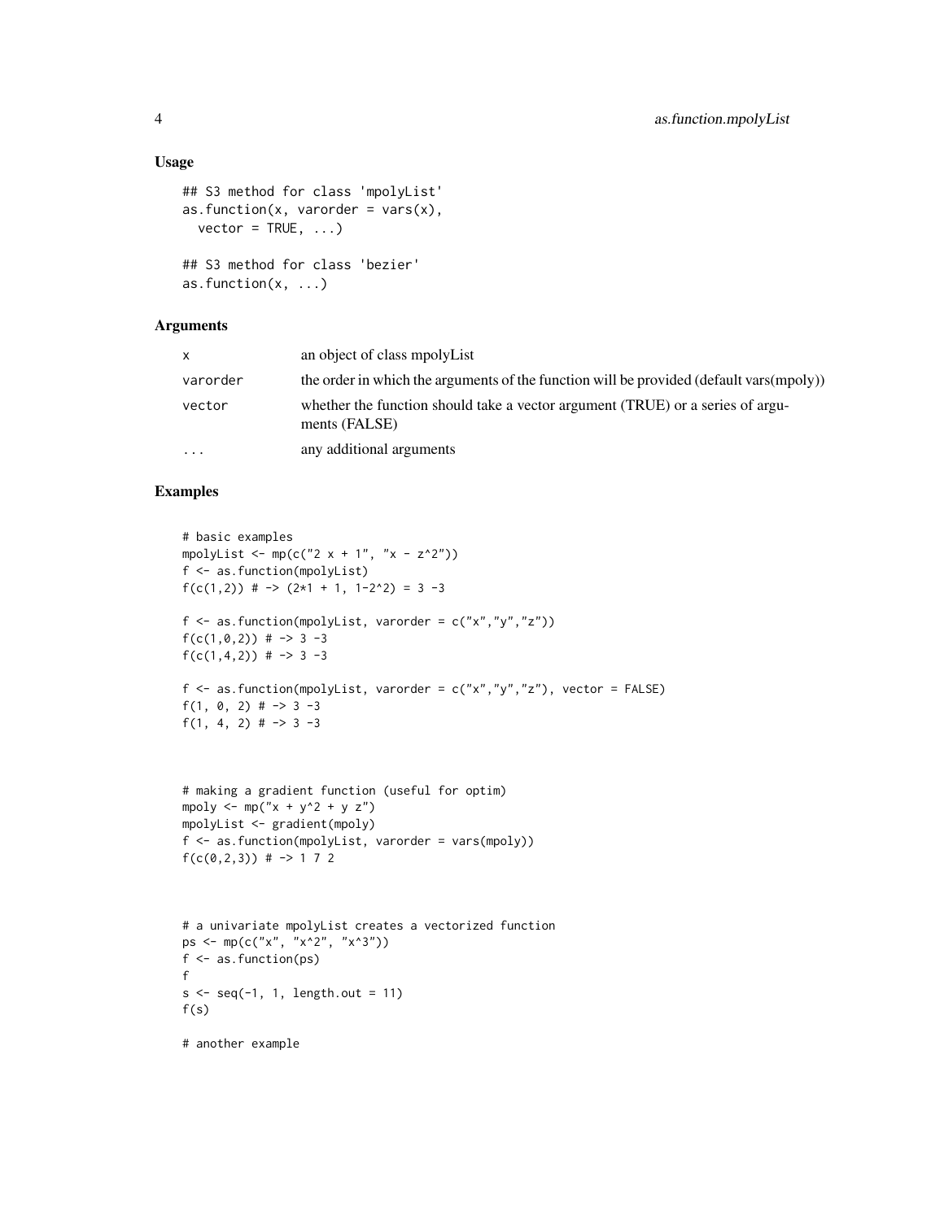## Usage

```
## S3 method for class 'mpolyList'
as.function(x, varorder = vars(x),
  vector = TRUE, ...)

## S3 method for class 'bezier'
as.function(x, ...)
```

## Arguments

| | |
|---|---|
| x | an object of class mpolyList |
| varorder | the order in which the arguments of the function will be provided (default vars(mpoly)) |
| vector | whether the function should take a vector argument (TRUE) or a series of arguments (FALSE) |
| ... | any additional arguments |

## Examples

```
# basic examples
mpolyList <- mp(c("2 x + 1", "x - z^2"))
f <- as.function(mpolyList)
f(c(1,2)) # -> (2*1 + 1, 1-2^2) = 3 -3

f <- as.function(mpolyList, varorder = c("x","y","z"))
f(c(1,0,2)) # -> 3 -3
f(c(1,4,2)) # -> 3 -3

f <- as.function(mpolyList, varorder = c("x","y","z"), vector = FALSE)
f(1, 0, 2) # -> 3 -3
f(1, 4, 2) # -> 3 -3



# making a gradient function (useful for optim)
mpoly <- mp("x + y^2 + y z")
mpolyList <- gradient(mpoly)
f <- as.function(mpolyList, varorder = vars(mpoly))
f(c(0,2,3)) # -> 1 7 2



# a univariate mpolyList creates a vectorized function
ps <- mp(c("x", "x^2", "x^3"))
f <- as.function(ps)
f
s <- seq(-1, 1, length.out = 11)
f(s)

# another example
```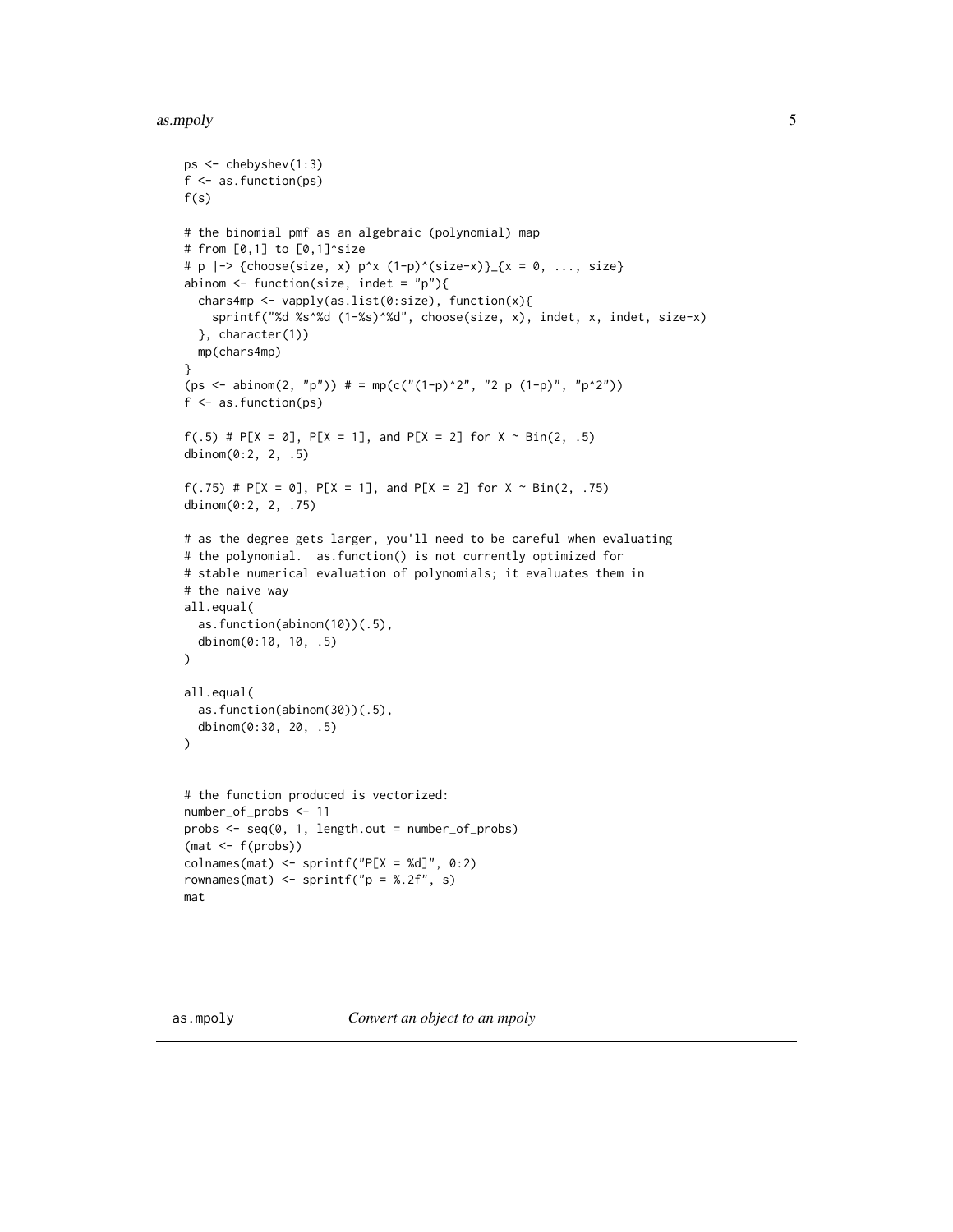```
ps <- chebyshev(1:3)
f <- as.function(ps)
f(s)

# the binomial pmf as an algebraic (polynomial) map
# from [0,1] to [0,1]^size
# p |-> {choose(size, x) p^x (1-p)^(size-x)}_{x = 0, ..., size}
abinom <- function(size, indet = "p"){
  chars4mp <- vapply(as.list(0:size), function(x){
    sprintf("%d %s^%d (1-%s)^%d", choose(size, x), indet, x, indet, size-x)
  }, character(1))
  mp(chars4mp)
}
(ps <- abinom(2, "p")) # = mp(c("(1-p)^2", "2 p (1-p)", "p^2"))
f <- as.function(ps)

f(.5) # P[X = 0], P[X = 1], and P[X = 2] for X ~ Bin(2, .5)
dbinom(0:2, 2, .5)

f(.75) # P[X = 0], P[X = 1], and P[X = 2] for X ~ Bin(2, .75)
dbinom(0:2, 2, .75)

# as the degree gets larger, you'll need to be careful when evaluating
# the polynomial.  as.function() is not currently optimized for
# stable numerical evaluation of polynomials; it evaluates them in
# the naive way
all.equal(
  as.function(abinom(10))(.5),
  dbinom(0:10, 10, .5)
)

all.equal(
  as.function(abinom(30))(.5),
  dbinom(0:30, 20, .5)
)


# the function produced is vectorized:
number_of_probs <- 11
probs <- seq(0, 1, length.out = number_of_probs)
(mat <- f(probs))
colnames(mat) <- sprintf("P[X = %d]", 0:2)
rownames(mat) <- sprintf("p = %.2f", s)
mat
```

## as.mpoly *Convert an object to an mpoly*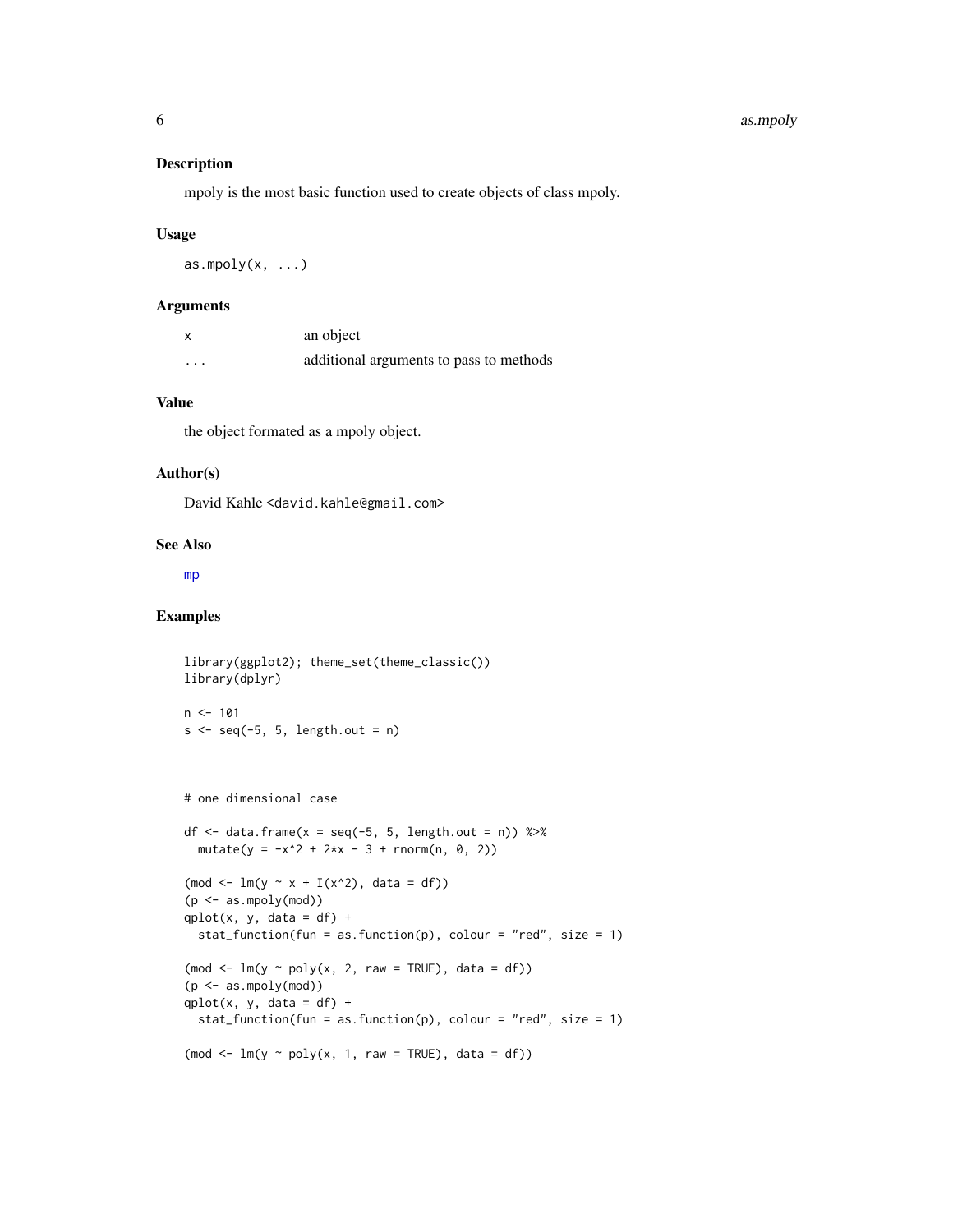### Description

mpoly is the most basic function used to create objects of class mpoly.

### Usage

```
as.mpoly(x, ...)
```

### Arguments

| | |
|---|---|
| x | an object |
| ... | additional arguments to pass to methods |

### Value

the object formated as a mpoly object.

### Author(s)

David Kahle <david.kahle@gmail.com>

### See Also

mp

### Examples

```
library(ggplot2); theme_set(theme_classic())
library(dplyr)

n <- 101
s <- seq(-5, 5, length.out = n)



# one dimensional case

df <- data.frame(x = seq(-5, 5, length.out = n)) %>%
  mutate(y = -x^2 + 2*x - 3 + rnorm(n, 0, 2))

(mod <- lm(y ~ x + I(x^2), data = df))
(p <- as.mpoly(mod))
qplot(x, y, data = df) +
  stat_function(fun = as.function(p), colour = "red", size = 1)

(mod <- lm(y ~ poly(x, 2, raw = TRUE), data = df))
(p <- as.mpoly(mod))
qplot(x, y, data = df) +
  stat_function(fun = as.function(p), colour = "red", size = 1)

(mod <- lm(y ~ poly(x, 1, raw = TRUE), data = df))
```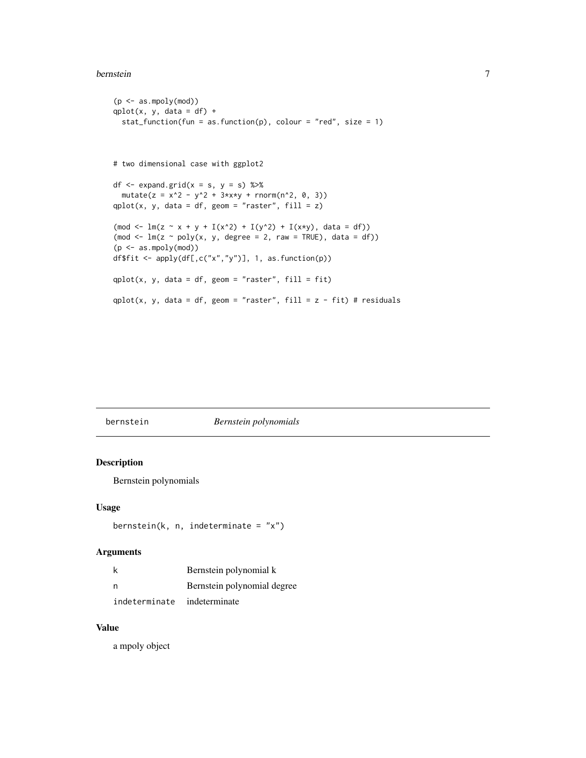```
(p <- as.mpoly(mod))
qplot(x, y, data = df) +
  stat_function(fun = as.function(p), colour = "red", size = 1)



# two dimensional case with ggplot2

df <- expand.grid(x = s, y = s) %>%
  mutate(z = x^2 - y^2 + 3*x*y + rnorm(n^2, 0, 3))
qplot(x, y, data = df, geom = "raster", fill = z)

(mod <- lm(z ~ x + y + I(x^2) + I(y^2) + I(x*y), data = df))
(mod <- lm(z ~ poly(x, y, degree = 2, raw = TRUE), data = df))
(p <- as.mpoly(mod))
df$fit <- apply(df[,c("x","y")], 1, as.function(p))

qplot(x, y, data = df, geom = "raster", fill = fit)

qplot(x, y, data = df, geom = "raster", fill = z - fit) # residuals
```

---

## bernstein &nbsp;&nbsp;&nbsp;&nbsp; *Bernstein polynomials*

---

### Description

Bernstein polynomials

### Usage

```
bernstein(k, n, indeterminate = "x")
```

### Arguments

| | |
|---|---|
| `k` | Bernstein polynomial k |
| `n` | Bernstein polynomial degree |
| `indeterminate` | indeterminate |

### Value

a mpoly object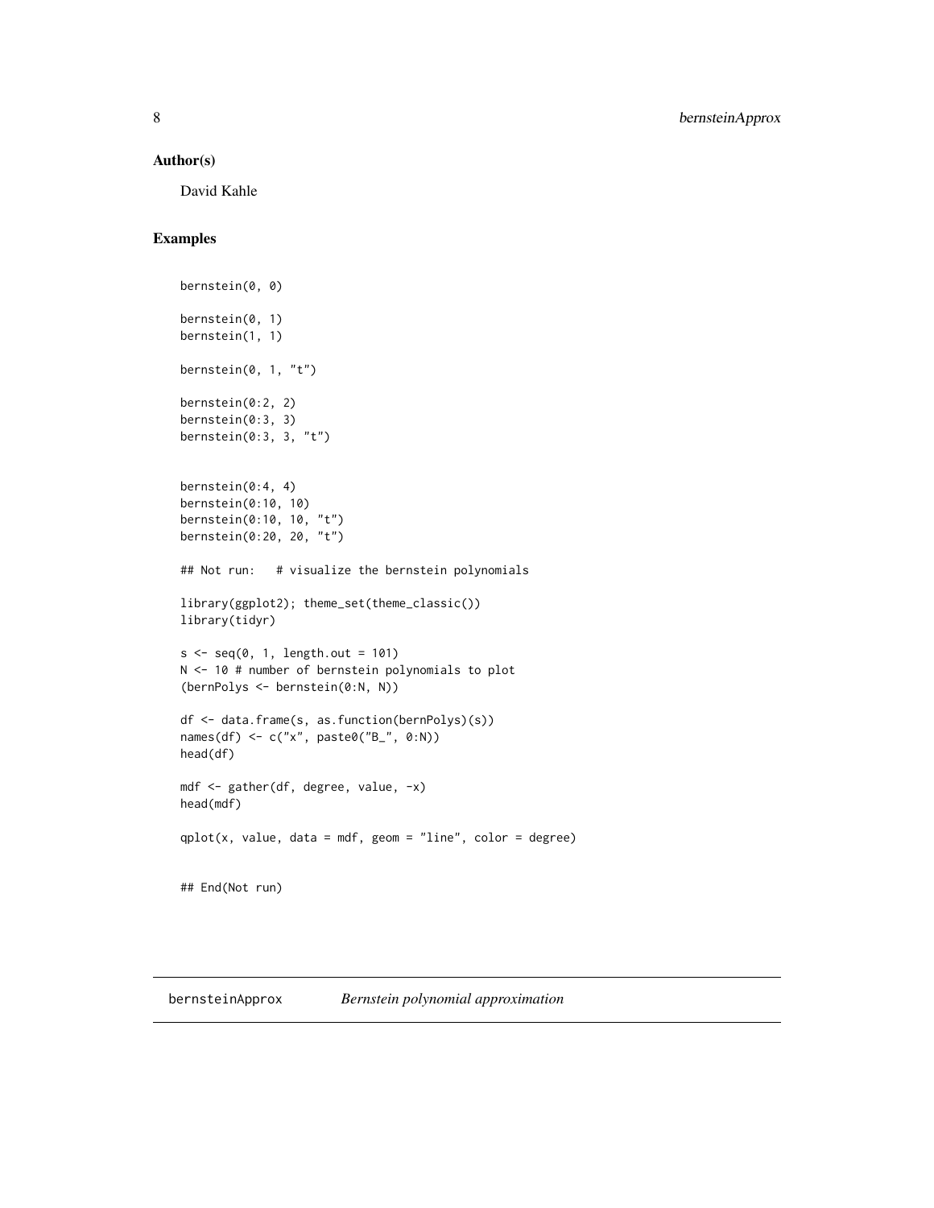## Author(s)

David Kahle

## Examples

```
bernstein(0, 0)

bernstein(0, 1)
bernstein(1, 1)

bernstein(0, 1, "t")

bernstein(0:2, 2)
bernstein(0:3, 3)
bernstein(0:3, 3, "t")


bernstein(0:4, 4)
bernstein(0:10, 10)
bernstein(0:10, 10, "t")
bernstein(0:20, 20, "t")

## Not run:   # visualize the bernstein polynomials

library(ggplot2); theme_set(theme_classic())
library(tidyr)

s <- seq(0, 1, length.out = 101)
N <- 10 # number of bernstein polynomials to plot
(bernPolys <- bernstein(0:N, N))

df <- data.frame(s, as.function(bernPolys)(s))
names(df) <- c("x", paste0("B_", 0:N))
head(df)

mdf <- gather(df, degree, value, -x)
head(mdf)

qplot(x, value, data = mdf, geom = "line", color = degree)


## End(Not run)
```

---

**bernsteinApprox** *Bernstein polynomial approximation*

---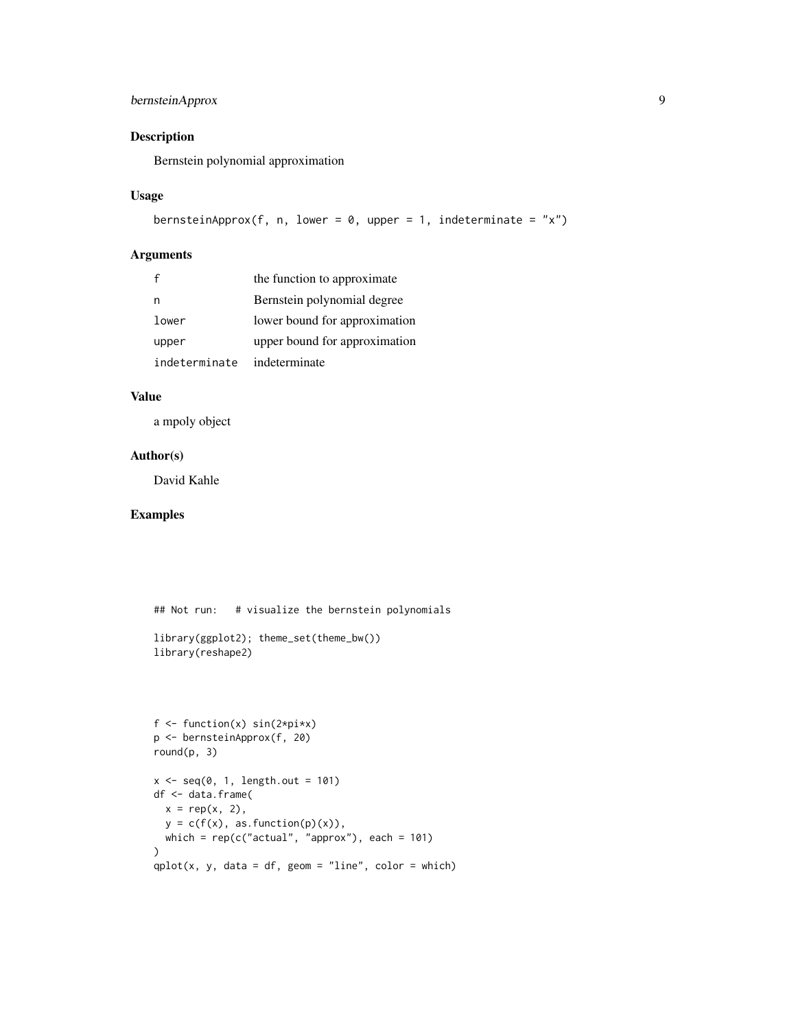### Description

Bernstein polynomial approximation

### Usage

```
bernsteinApprox(f, n, lower = 0, upper = 1, indeterminate = "x")
```

### Arguments

| | |
|---|---|
| `f` | the function to approximate |
| `n` | Bernstein polynomial degree |
| `lower` | lower bound for approximation |
| `upper` | upper bound for approximation |
| `indeterminate` | indeterminate |

### Value

a mpoly object

### Author(s)

David Kahle

### Examples

```
## Not run:   # visualize the bernstein polynomials

library(ggplot2); theme_set(theme_bw())
library(reshape2)



f <- function(x) sin(2*pi*x)
p <- bernsteinApprox(f, 20)
round(p, 3)

x <- seq(0, 1, length.out = 101)
df <- data.frame(
  x = rep(x, 2),
  y = c(f(x), as.function(p)(x)),
  which = rep(c("actual", "approx"), each = 101)
)
qplot(x, y, data = df, geom = "line", color = which)
```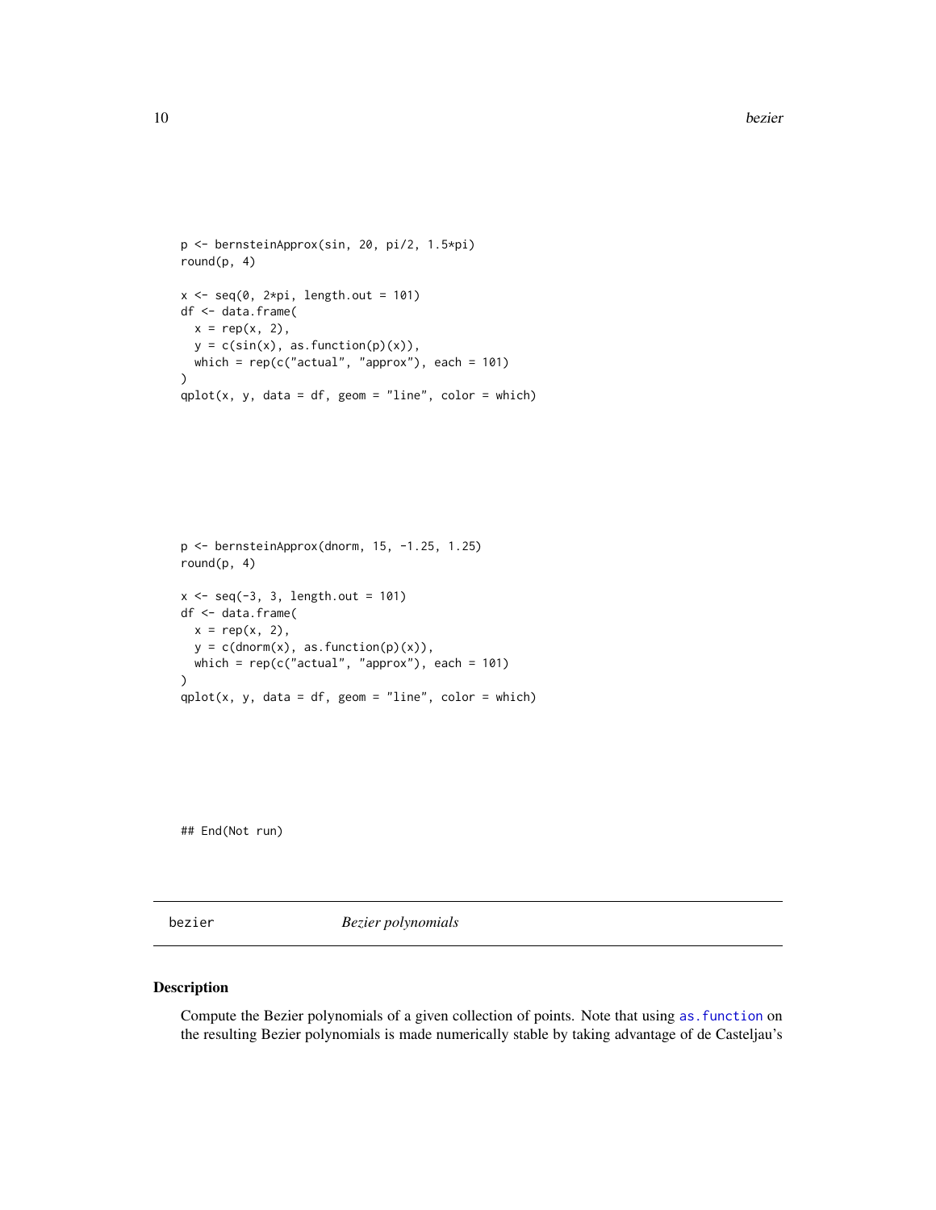```
p <- bernsteinApprox(sin, 20, pi/2, 1.5*pi)
round(p, 4)

x <- seq(0, 2*pi, length.out = 101)
df <- data.frame(
  x = rep(x, 2),
  y = c(sin(x), as.function(p)(x)),
  which = rep(c("actual", "approx"), each = 101)
)
qplot(x, y, data = df, geom = "line", color = which)
```

```
p <- bernsteinApprox(dnorm, 15, -1.25, 1.25)
round(p, 4)

x <- seq(-3, 3, length.out = 101)
df <- data.frame(
  x = rep(x, 2),
  y = c(dnorm(x), as.function(p)(x)),
  which = rep(c("actual", "approx"), each = 101)
)
qplot(x, y, data = df, geom = "line", color = which)
```

```
## End(Not run)
```

---

bezier — *Bezier polynomials*

---

### Description

Compute the Bezier polynomials of a given collection of points. Note that using `as.function` on the resulting Bezier polynomials is made numerically stable by taking advantage of de Casteljau's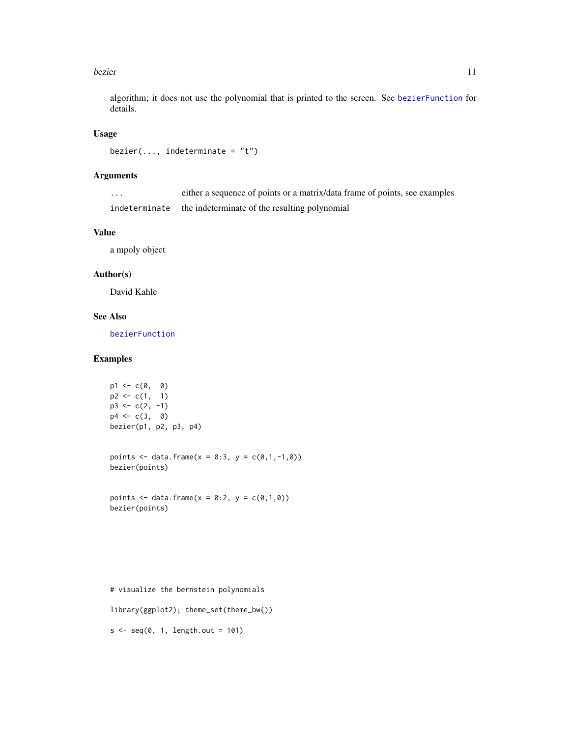algorithm; it does not use the polynomial that is printed to the screen. See `bezierFunction` for details.

## Usage

```
bezier(..., indeterminate = "t")
```

## Arguments

| | |
|---|---|
| `...` | either a sequence of points or a matrix/data frame of points, see examples |
| `indeterminate` | the indeterminate of the resulting polynomial |

## Value

a mpoly object

## Author(s)

David Kahle

## See Also

`bezierFunction`

## Examples

```
p1 <- c(0,  0)
p2 <- c(1,  1)
p3 <- c(2, -1)
p4 <- c(3,  0)
bezier(p1, p2, p3, p4)


points <- data.frame(x = 0:3, y = c(0,1,-1,0))
bezier(points)


points <- data.frame(x = 0:2, y = c(0,1,0))
bezier(points)








# visualize the bernstein polynomials

library(ggplot2); theme_set(theme_bw())

s <- seq(0, 1, length.out = 101)
```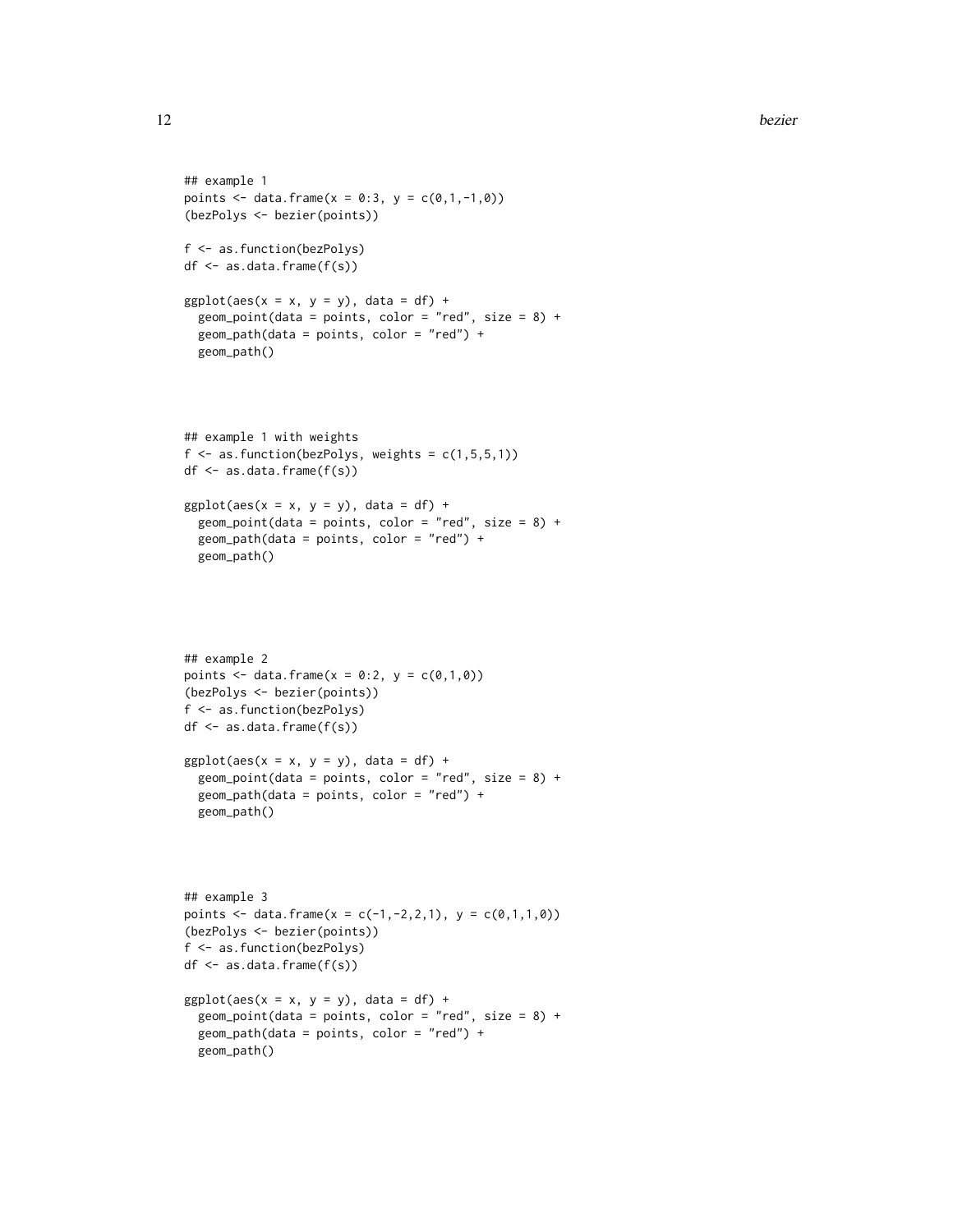```
## example 1
points <- data.frame(x = 0:3, y = c(0,1,-1,0))
(bezPolys <- bezier(points))

f <- as.function(bezPolys)
df <- as.data.frame(f(s))

ggplot(aes(x = x, y = y), data = df) +
  geom_point(data = points, color = "red", size = 8) +
  geom_path(data = points, color = "red") +
  geom_path()
```

```
## example 1 with weights
f <- as.function(bezPolys, weights = c(1,5,5,1))
df <- as.data.frame(f(s))

ggplot(aes(x = x, y = y), data = df) +
  geom_point(data = points, color = "red", size = 8) +
  geom_path(data = points, color = "red") +
  geom_path()
```

```
## example 2
points <- data.frame(x = 0:2, y = c(0,1,0))
(bezPolys <- bezier(points))
f <- as.function(bezPolys)
df <- as.data.frame(f(s))

ggplot(aes(x = x, y = y), data = df) +
  geom_point(data = points, color = "red", size = 8) +
  geom_path(data = points, color = "red") +
  geom_path()
```

```
## example 3
points <- data.frame(x = c(-1,-2,2,1), y = c(0,1,1,0))
(bezPolys <- bezier(points))
f <- as.function(bezPolys)
df <- as.data.frame(f(s))

ggplot(aes(x = x, y = y), data = df) +
  geom_point(data = points, color = "red", size = 8) +
  geom_path(data = points, color = "red") +
  geom_path()
```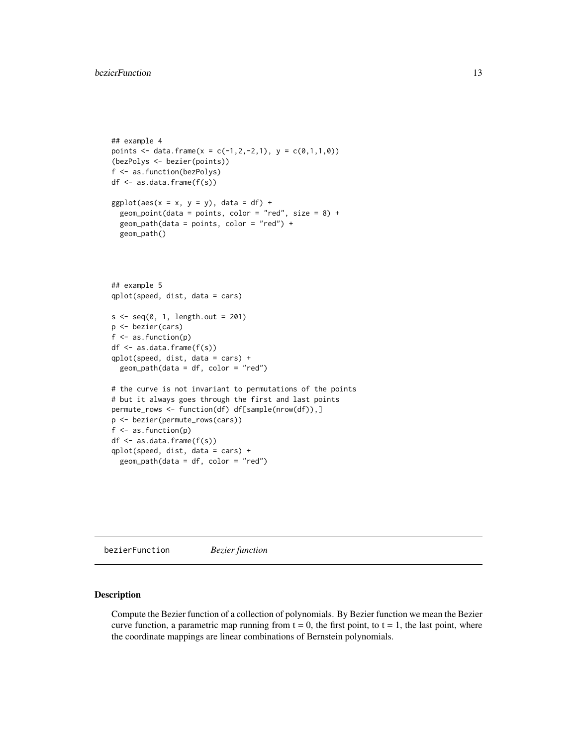```
## example 4
points <- data.frame(x = c(-1,2,-2,1), y = c(0,1,1,0))
(bezPolys <- bezier(points))
f <- as.function(bezPolys)
df <- as.data.frame(f(s))

ggplot(aes(x = x, y = y), data = df) +
  geom_point(data = points, color = "red", size = 8) +
  geom_path(data = points, color = "red") +
  geom_path()



## example 5
qplot(speed, dist, data = cars)

s <- seq(0, 1, length.out = 201)
p <- bezier(cars)
f <- as.function(p)
df <- as.data.frame(f(s))
qplot(speed, dist, data = cars) +
  geom_path(data = df, color = "red")

# the curve is not invariant to permutations of the points
# but it always goes through the first and last points
permute_rows <- function(df) df[sample(nrow(df)),]
p <- bezier(permute_rows(cars))
f <- as.function(p)
df <- as.data.frame(f(s))
qplot(speed, dist, data = cars) +
  geom_path(data = df, color = "red")
```

## bezierFunction *Bezier function*

### Description

Compute the Bezier function of a collection of polynomials. By Bezier function we mean the Bezier curve function, a parametric map running from t = 0, the first point, to t = 1, the last point, where the coordinate mappings are linear combinations of Bernstein polynomials.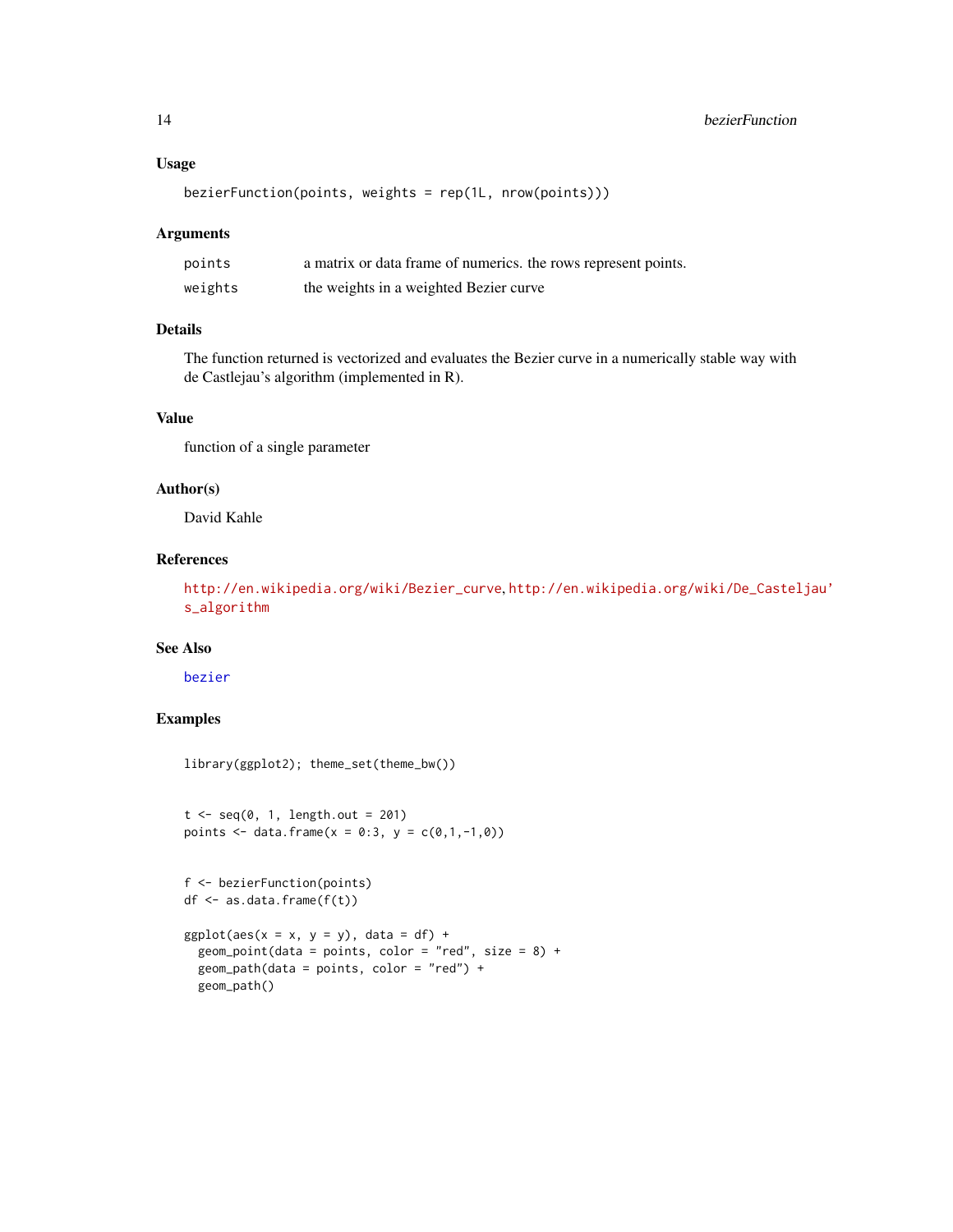### Usage

```
bezierFunction(points, weights = rep(1L, nrow(points)))
```

### Arguments

| | |
|---|---|
| `points` | a matrix or data frame of numerics. the rows represent points. |
| `weights` | the weights in a weighted Bezier curve |

### Details

The function returned is vectorized and evaluates the Bezier curve in a numerically stable way with de Castlejau's algorithm (implemented in R).

### Value

function of a single parameter

### Author(s)

David Kahle

### References

http://en.wikipedia.org/wiki/Bezier_curve, http://en.wikipedia.org/wiki/De_Casteljau's_algorithm

### See Also

bezier

### Examples

```
library(ggplot2); theme_set(theme_bw())


t <- seq(0, 1, length.out = 201)
points <- data.frame(x = 0:3, y = c(0,1,-1,0))


f <- bezierFunction(points)
df <- as.data.frame(f(t))

ggplot(aes(x = x, y = y), data = df) +
  geom_point(data = points, color = "red", size = 8) +
  geom_path(data = points, color = "red") +
  geom_path()
```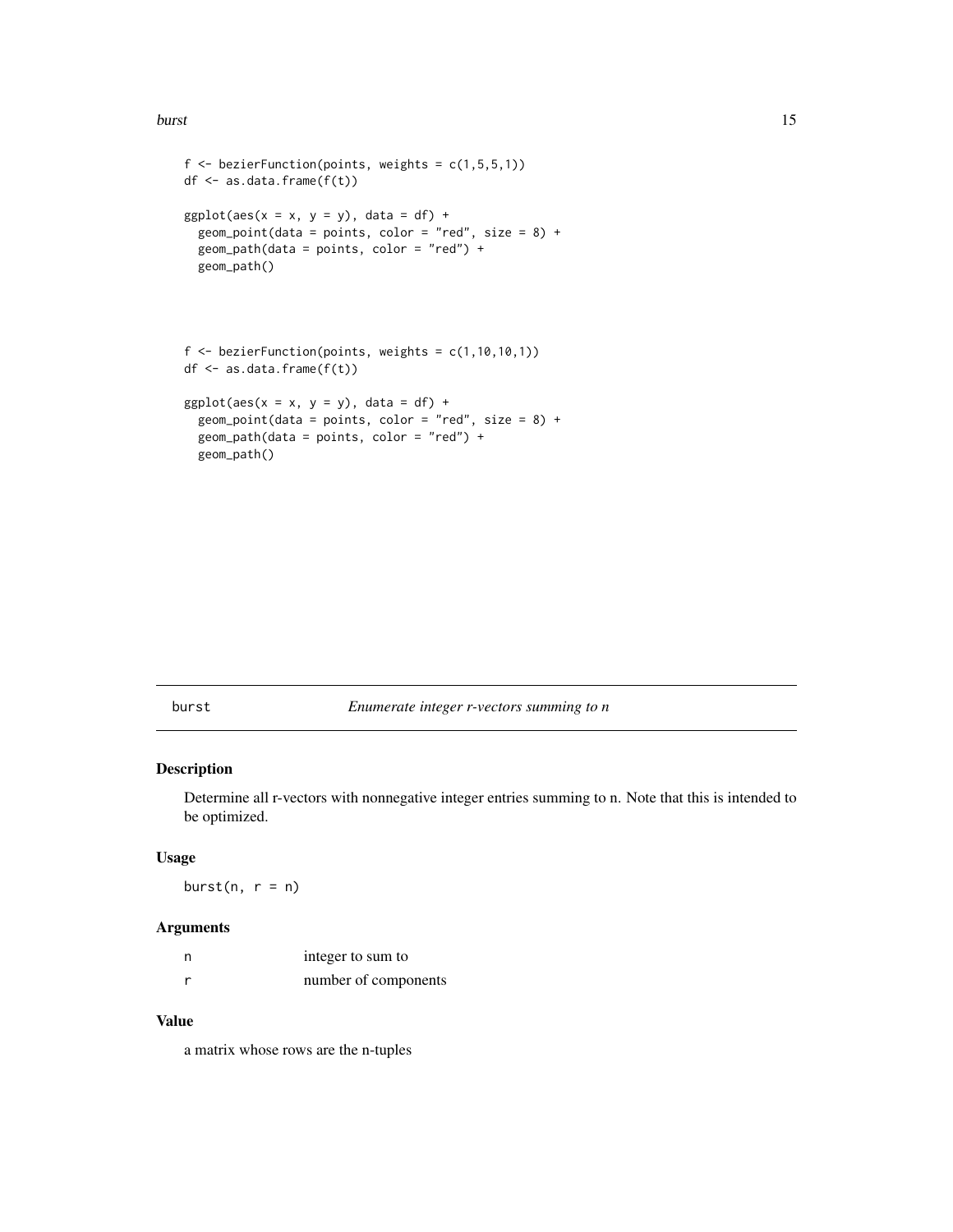```
f <- bezierFunction(points, weights = c(1,5,5,1))
df <- as.data.frame(f(t))

ggplot(aes(x = x, y = y), data = df) +
  geom_point(data = points, color = "red", size = 8) +
  geom_path(data = points, color = "red") +
  geom_path()



f <- bezierFunction(points, weights = c(1,10,10,1))
df <- as.data.frame(f(t))

ggplot(aes(x = x, y = y), data = df) +
  geom_point(data = points, color = "red", size = 8) +
  geom_path(data = points, color = "red") +
  geom_path()
```

---

## burst — *Enumerate integer r-vectors summing to n*

### Description

Determine all r-vectors with nonnegative integer entries summing to n. Note that this is intended to be optimized.

### Usage

```
burst(n, r = n)
```

### Arguments

| | |
|---|---|
| n | integer to sum to |
| r | number of components |

### Value

a matrix whose rows are the n-tuples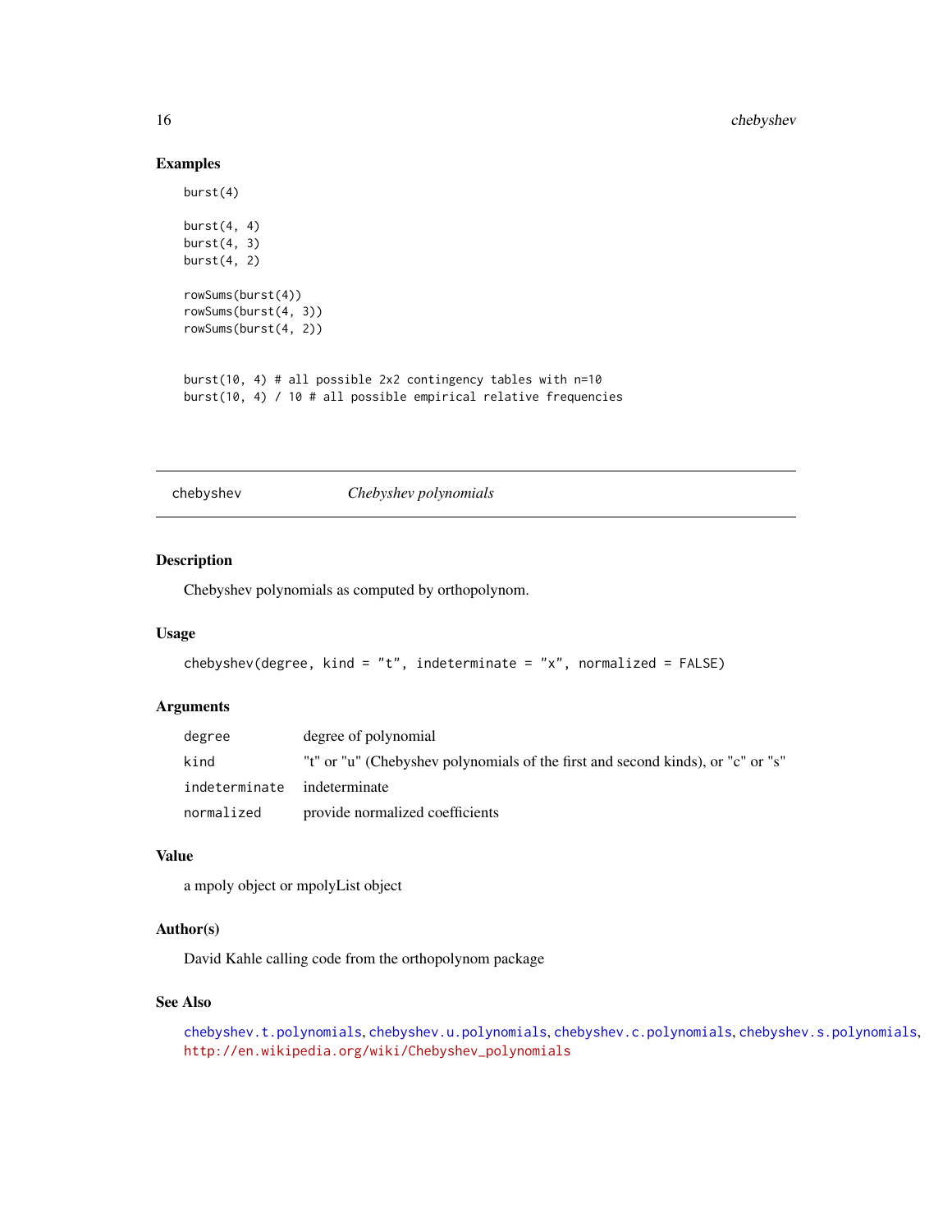## Examples

```
burst(4)

burst(4, 4)
burst(4, 3)
burst(4, 2)

rowSums(burst(4))
rowSums(burst(4, 3))
rowSums(burst(4, 2))


burst(10, 4) # all possible 2x2 contingency tables with n=10
burst(10, 4) / 10 # all possible empirical relative frequencies
```

---

# chebyshev *Chebyshev polynomials*

---

## Description

Chebyshev polynomials as computed by orthopolynom.

## Usage

```
chebyshev(degree, kind = "t", indeterminate = "x", normalized = FALSE)
```

## Arguments

| | |
|---|---|
| degree | degree of polynomial |
| kind | "t" or "u" (Chebyshev polynomials of the first and second kinds), or "c" or "s" |
| indeterminate | indeterminate |
| normalized | provide normalized coefficients |

## Value

a mpoly object or mpolyList object

## Author(s)

David Kahle calling code from the orthopolynom package

## See Also

chebyshev.t.polynomials, chebyshev.u.polynomials, chebyshev.c.polynomials, chebyshev.s.polynomials, http://en.wikipedia.org/wiki/Chebyshev_polynomials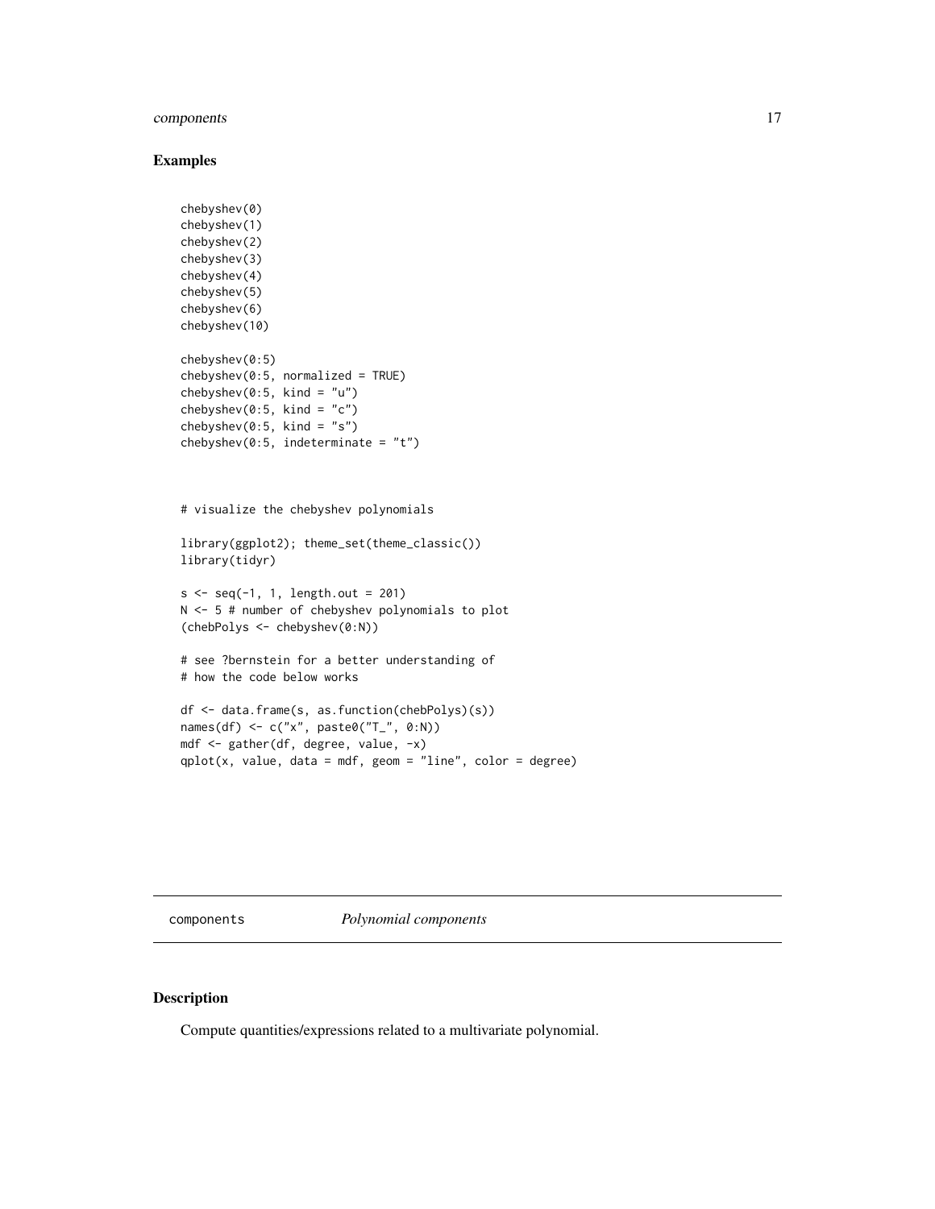## Examples

```
chebyshev(0)
chebyshev(1)
chebyshev(2)
chebyshev(3)
chebyshev(4)
chebyshev(5)
chebyshev(6)
chebyshev(10)

chebyshev(0:5)
chebyshev(0:5, normalized = TRUE)
chebyshev(0:5, kind = "u")
chebyshev(0:5, kind = "c")
chebyshev(0:5, kind = "s")
chebyshev(0:5, indeterminate = "t")



# visualize the chebyshev polynomials

library(ggplot2); theme_set(theme_classic())
library(tidyr)

s <- seq(-1, 1, length.out = 201)
N <- 5 # number of chebyshev polynomials to plot
(chebPolys <- chebyshev(0:N))

# see ?bernstein for a better understanding of
# how the code below works

df <- data.frame(s, as.function(chebPolys)(s))
names(df) <- c("x", paste0("T_", 0:N))
mdf <- gather(df, degree, value, -x)
qplot(x, value, data = mdf, geom = "line", color = degree)
```

---

components    *Polynomial components*

---

## Description

Compute quantities/expressions related to a multivariate polynomial.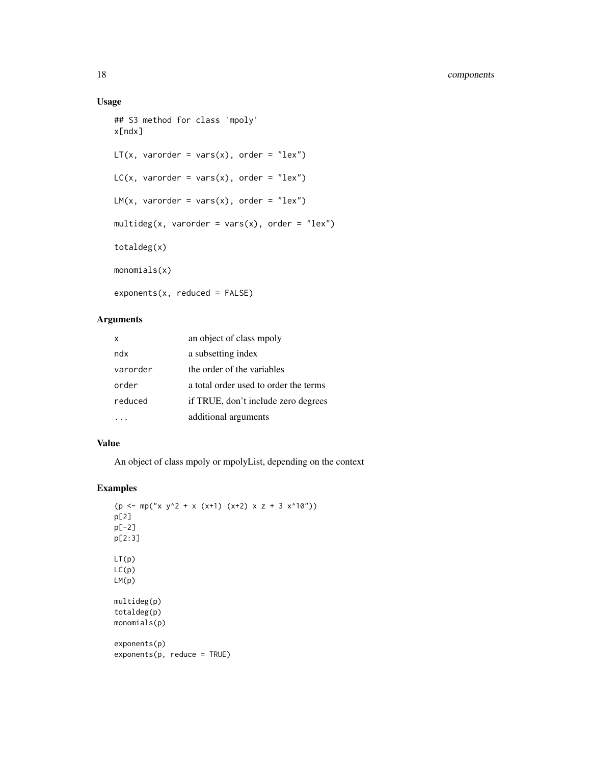## Usage

```
## S3 method for class 'mpoly'
x[ndx]

LT(x, varorder = vars(x), order = "lex")

LC(x, varorder = vars(x), order = "lex")

LM(x, varorder = vars(x), order = "lex")

multideg(x, varorder = vars(x), order = "lex")

totaldeg(x)

monomials(x)

exponents(x, reduced = FALSE)
```

## Arguments

| | |
|---|---|
| x | an object of class mpoly |
| ndx | a subsetting index |
| varorder | the order of the variables |
| order | a total order used to order the terms |
| reduced | if TRUE, don't include zero degrees |
| ... | additional arguments |

## Value

An object of class mpoly or mpolyList, depending on the context

## Examples

```
(p <- mp("x y^2 + x (x+1) (x+2) x z + 3 x^10"))
p[2]
p[-2]
p[2:3]

LT(p)
LC(p)
LM(p)

multideg(p)
totaldeg(p)
monomials(p)

exponents(p)
exponents(p, reduce = TRUE)
```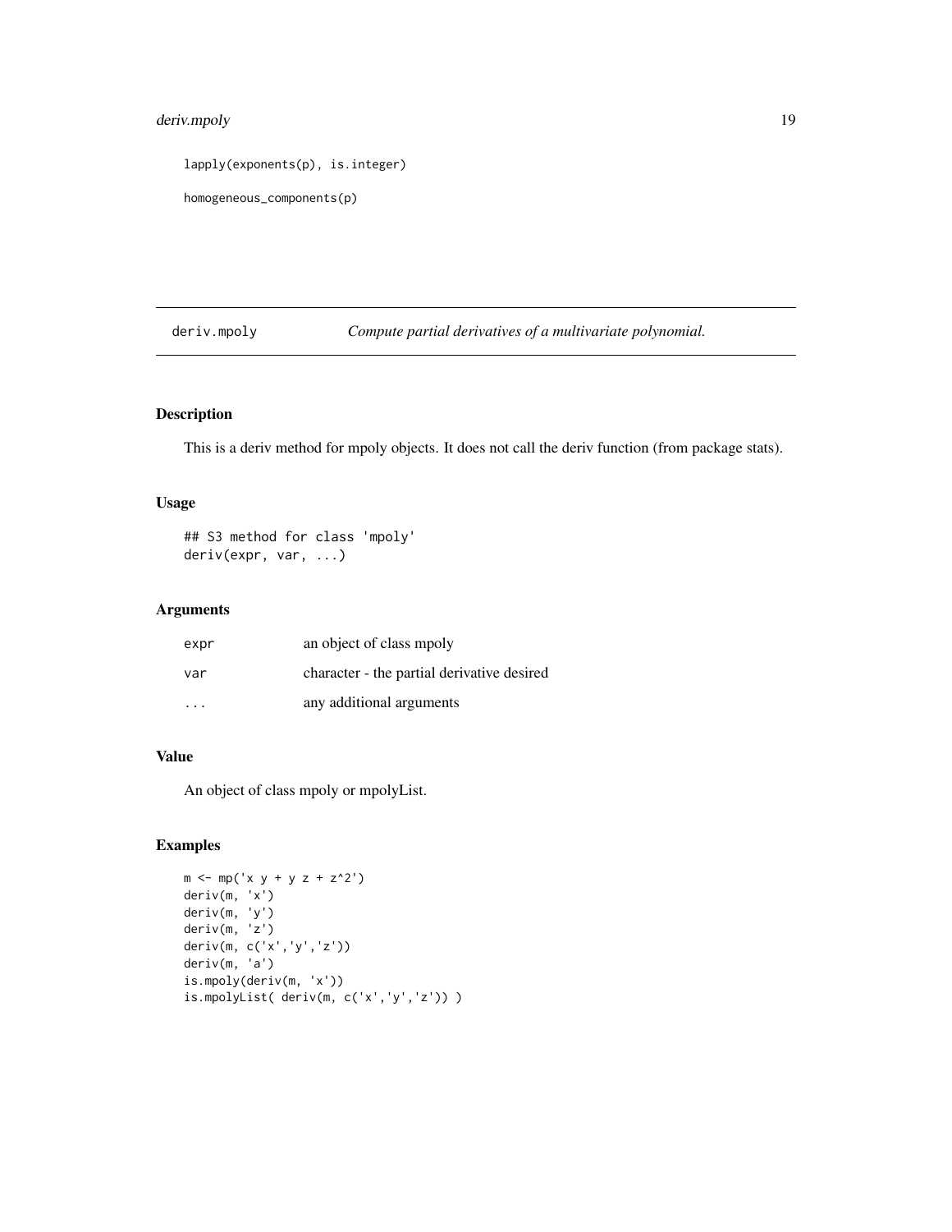```
lapply(exponents(p), is.integer)

homogeneous_components(p)
```

## deriv.mpoly *Compute partial derivatives of a multivariate polynomial.*

### Description

This is a deriv method for mpoly objects. It does not call the deriv function (from package stats).

### Usage

```
## S3 method for class 'mpoly'
deriv(expr, var, ...)
```

### Arguments

| | |
|---|---|
| expr | an object of class mpoly |
| var | character - the partial derivative desired |
| ... | any additional arguments |

### Value

An object of class mpoly or mpolyList.

### Examples

```
m <- mp('x y + y z + z^2')
deriv(m, 'x')
deriv(m, 'y')
deriv(m, 'z')
deriv(m, c('x','y','z'))
deriv(m, 'a')
is.mpoly(deriv(m, 'x'))
is.mpolyList( deriv(m, c('x','y','z')) )
```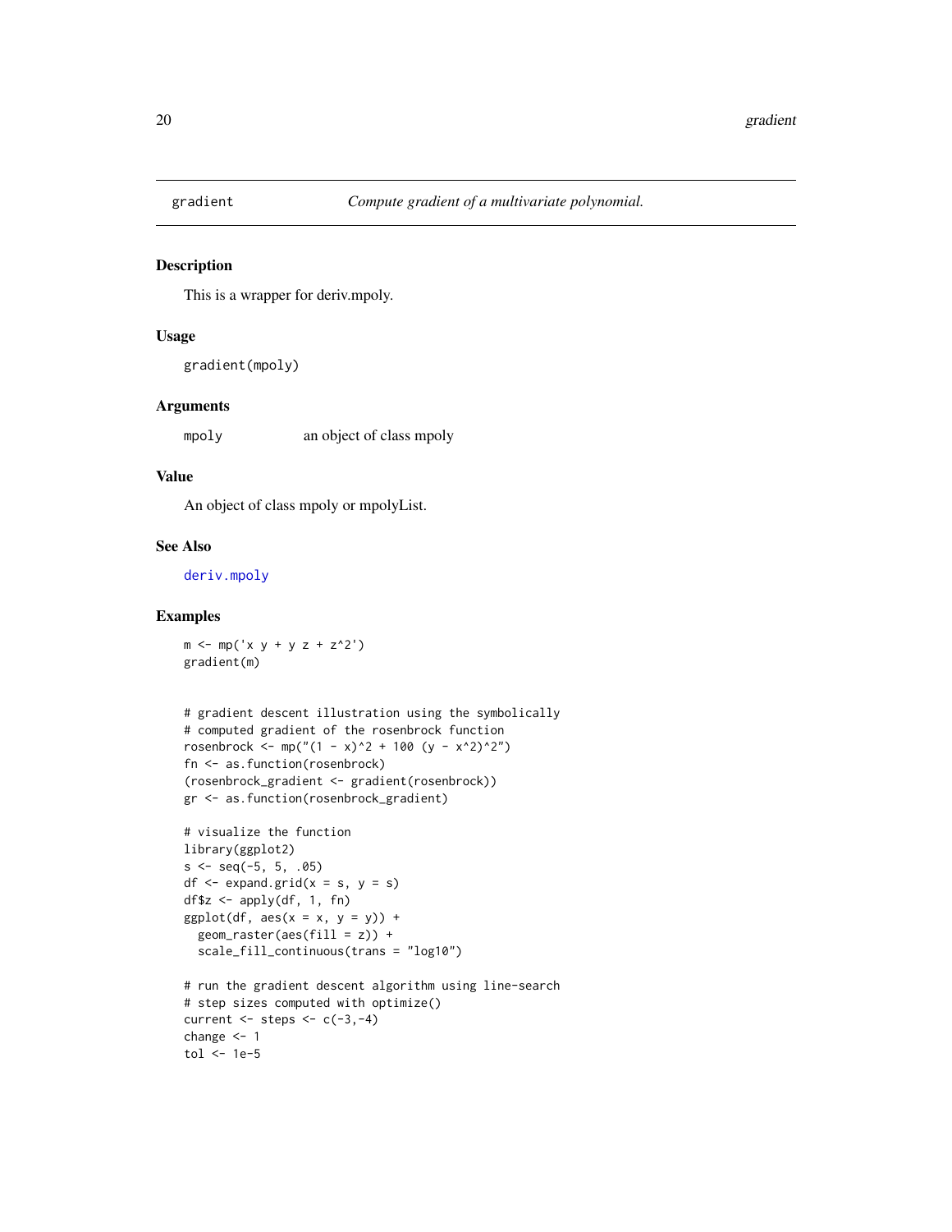## gradient — *Compute gradient of a multivariate polynomial.*

### Description

This is a wrapper for deriv.mpoly.

### Usage

```
gradient(mpoly)
```

### Arguments

| | |
|---|---|
| mpoly | an object of class mpoly |

### Value

An object of class mpoly or mpolyList.

### See Also

deriv.mpoly

### Examples

```
m <- mp('x y + y z + z^2')
gradient(m)


# gradient descent illustration using the symbolically
# computed gradient of the rosenbrock function
rosenbrock <- mp("(1 - x)^2 + 100 (y - x^2)^2")
fn <- as.function(rosenbrock)
(rosenbrock_gradient <- gradient(rosenbrock))
gr <- as.function(rosenbrock_gradient)

# visualize the function
library(ggplot2)
s <- seq(-5, 5, .05)
df <- expand.grid(x = s, y = s)
df$z <- apply(df, 1, fn)
ggplot(df, aes(x = x, y = y)) +
  geom_raster(aes(fill = z)) +
  scale_fill_continuous(trans = "log10")

# run the gradient descent algorithm using line-search
# step sizes computed with optimize()
current <- steps <- c(-3,-4)
change <- 1
tol <- 1e-5
```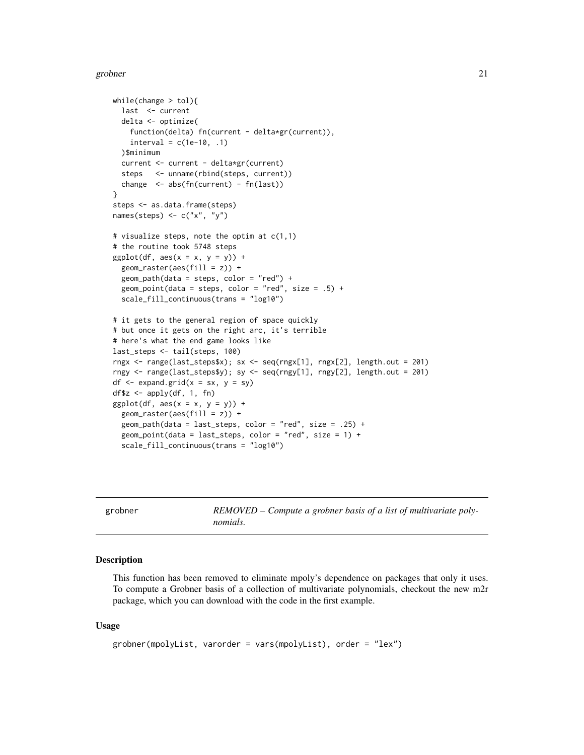```
while(change > tol){
  last  <- current
  delta <- optimize(
    function(delta) fn(current - delta*gr(current)),
    interval = c(1e-10, .1)
  )$minimum
  current <- current - delta*gr(current)
  steps   <- unname(rbind(steps, current))
  change  <- abs(fn(current) - fn(last))
}
steps <- as.data.frame(steps)
names(steps) <- c("x", "y")

# visualize steps, note the optim at c(1,1)
# the routine took 5748 steps
ggplot(df, aes(x = x, y = y)) +
  geom_raster(aes(fill = z)) +
  geom_path(data = steps, color = "red") +
  geom_point(data = steps, color = "red", size = .5) +
  scale_fill_continuous(trans = "log10")

# it gets to the general region of space quickly
# but once it gets on the right arc, it's terrible
# here's what the end game looks like
last_steps <- tail(steps, 100)
rngx <- range(last_steps$x); sx <- seq(rngx[1], rngx[2], length.out = 201)
rngy <- range(last_steps$y); sy <- seq(rngy[1], rngy[2], length.out = 201)
df <- expand.grid(x = sx, y = sy)
df$z <- apply(df, 1, fn)
ggplot(df, aes(x = x, y = y)) +
  geom_raster(aes(fill = z)) +
  geom_path(data = last_steps, color = "red", size = .25) +
  geom_point(data = last_steps, color = "red", size = 1) +
  scale_fill_continuous(trans = "log10")
```

---

## grobner — *REMOVED – Compute a grobner basis of a list of multivariate polynomials.*

### Description

This function has been removed to eliminate mpoly's dependence on packages that only it uses. To compute a Grobner basis of a collection of multivariate polynomials, checkout the new m2r package, which you can download with the code in the first example.

### Usage

```
grobner(mpolyList, varorder = vars(mpolyList), order = "lex")
```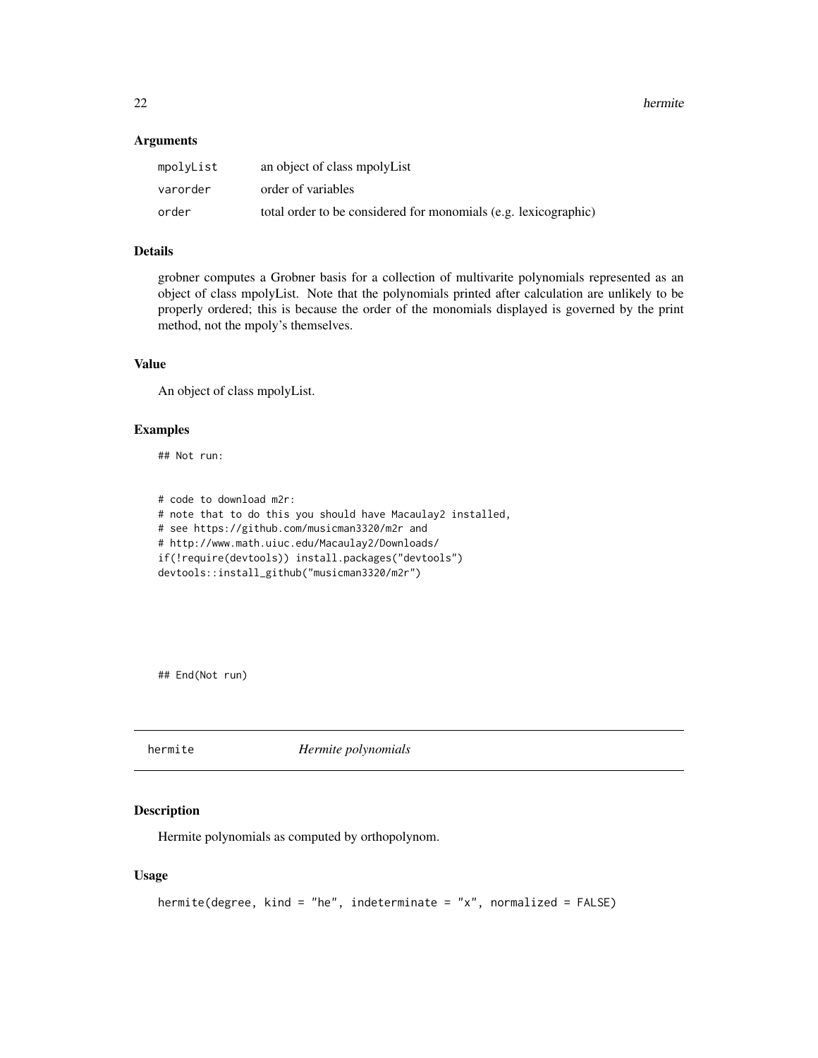### Arguments

| | |
|---|---|
| mpolyList | an object of class mpolyList |
| varorder | order of variables |
| order | total order to be considered for monomials (e.g. lexicographic) |

### Details

grobner computes a Grobner basis for a collection of multivarite polynomials represented as an object of class mpolyList. Note that the polynomials printed after calculation are unlikely to be properly ordered; this is because the order of the monomials displayed is governed by the print method, not the mpoly's themselves.

### Value

An object of class mpolyList.

### Examples

```
## Not run:


# code to download m2r:
# note that to do this you should have Macaulay2 installed,
# see https://github.com/musicman3320/m2r and
# http://www.math.uiuc.edu/Macaulay2/Downloads/
if(!require(devtools)) install.packages("devtools")
devtools::install_github("musicman3320/m2r")






## End(Not run)
```

---

## hermite *Hermite polynomials*

### Description

Hermite polynomials as computed by orthopolynom.

### Usage

```
hermite(degree, kind = "he", indeterminate = "x", normalized = FALSE)
```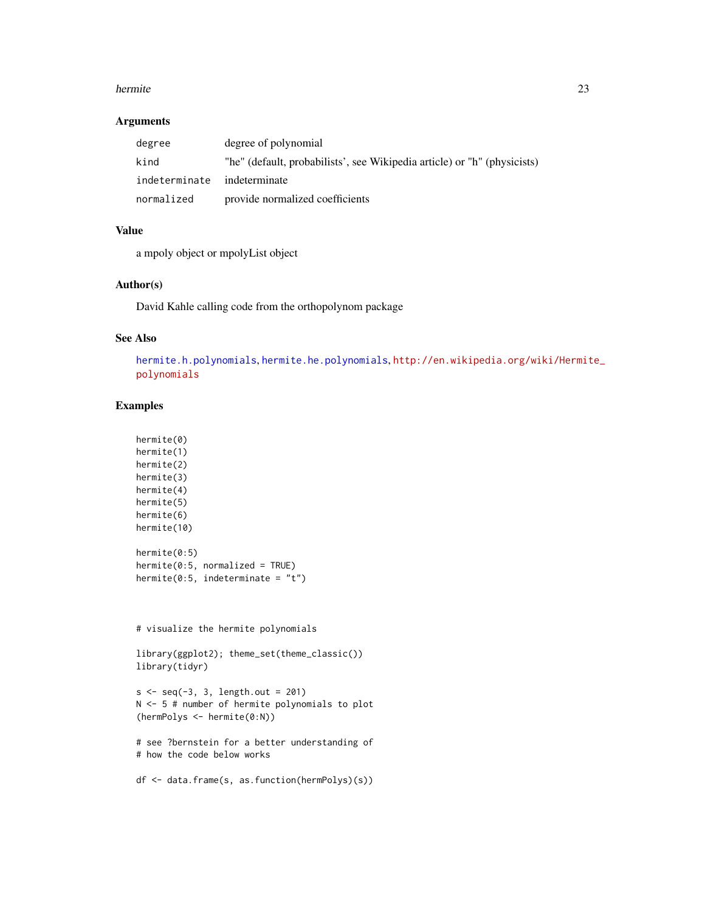## Arguments

| | |
|---|---|
| degree | degree of polynomial |
| kind | "he" (default, probabilists', see Wikipedia article) or "h" (physicists) |
| indeterminate | indeterminate |
| normalized | provide normalized coefficients |

## Value

a mpoly object or mpolyList object

## Author(s)

David Kahle calling code from the orthopolynom package

## See Also

hermite.h.polynomials, hermite.he.polynomials, http://en.wikipedia.org/wiki/Hermite_polynomials

## Examples

```
hermite(0)
hermite(1)
hermite(2)
hermite(3)
hermite(4)
hermite(5)
hermite(6)
hermite(10)

hermite(0:5)
hermite(0:5, normalized = TRUE)
hermite(0:5, indeterminate = "t")



# visualize the hermite polynomials

library(ggplot2); theme_set(theme_classic())
library(tidyr)

s <- seq(-3, 3, length.out = 201)
N <- 5 # number of hermite polynomials to plot
(hermPolys <- hermite(0:N))

# see ?bernstein for a better understanding of
# how the code below works

df <- data.frame(s, as.function(hermPolys)(s))
```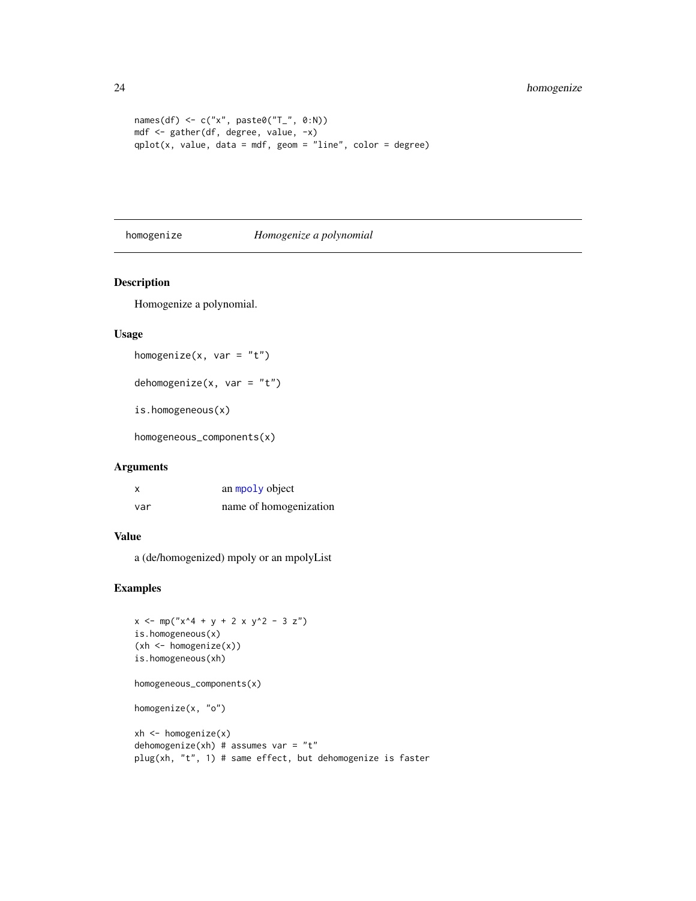```
names(df) <- c("x", paste0("T_", 0:N))
mdf <- gather(df, degree, value, -x)
qplot(x, value, data = mdf, geom = "line", color = degree)
```

## homogenize — *Homogenize a polynomial*

### Description

Homogenize a polynomial.

### Usage

```
homogenize(x, var = "t")

dehomogenize(x, var = "t")

is.homogeneous(x)

homogeneous_components(x)
```

### Arguments

| | |
|---|---|
| x | an mpoly object |
| var | name of homogenization |

### Value

a (de/homogenized) mpoly or an mpolyList

### Examples

```
x <- mp("x^4 + y + 2 x y^2 - 3 z")
is.homogeneous(x)
(xh <- homogenize(x))
is.homogeneous(xh)

homogeneous_components(x)

homogenize(x, "o")

xh <- homogenize(x)
dehomogenize(xh) # assumes var = "t"
plug(xh, "t", 1) # same effect, but dehomogenize is faster
```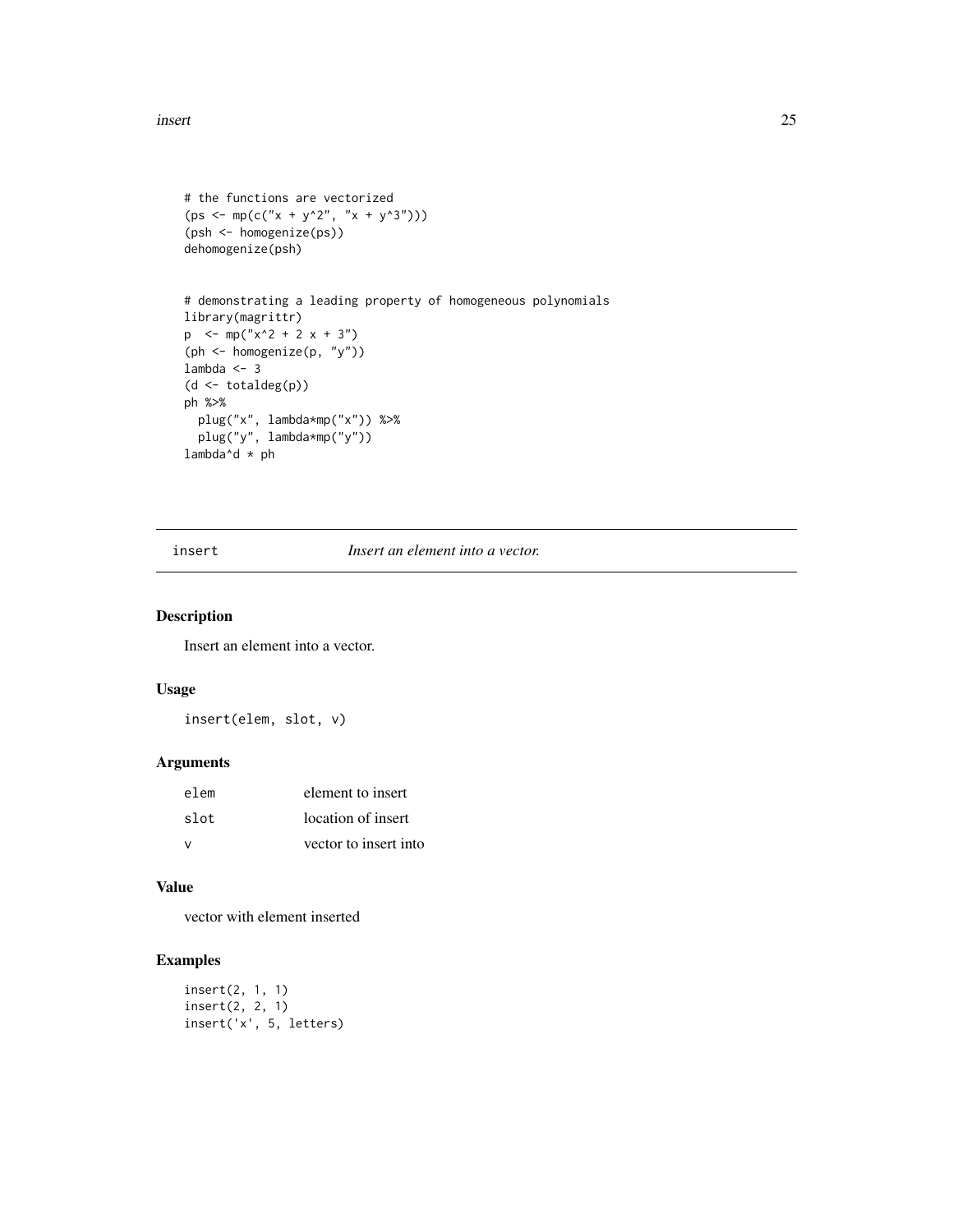```
# the functions are vectorized
(ps <- mp(c("x + y^2", "x + y^3")))
(psh <- homogenize(ps))
dehomogenize(psh)


# demonstrating a leading property of homogeneous polynomials
library(magrittr)
p  <- mp("x^2 + 2 x + 3")
(ph <- homogenize(p, "y"))
lambda <- 3
(d <- totaldeg(p))
ph %>%
  plug("x", lambda*mp("x")) %>%
  plug("y", lambda*mp("y"))
lambda^d * ph
```

## insert — *Insert an element into a vector.*

### Description

Insert an element into a vector.

### Usage

```
insert(elem, slot, v)
```

### Arguments

| | |
|---|---|
| elem | element to insert |
| slot | location of insert |
| v | vector to insert into |

### Value

vector with element inserted

### Examples

```
insert(2, 1, 1)
insert(2, 2, 1)
insert('x', 5, letters)
```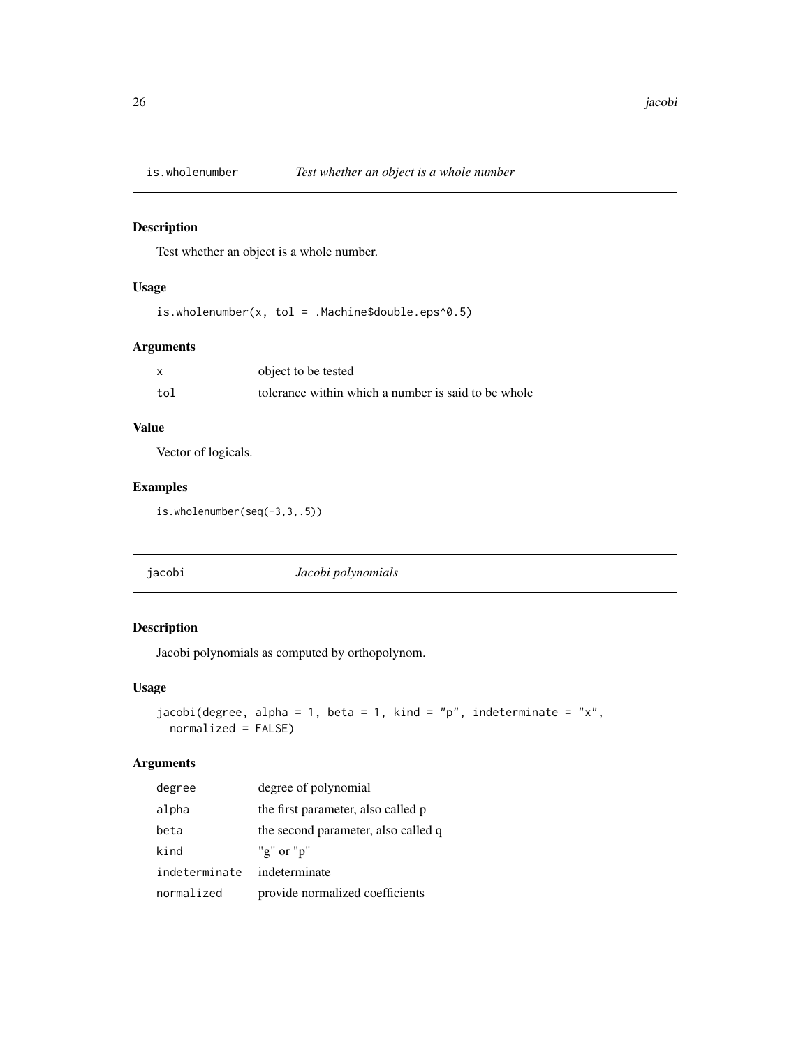## is.wholenumber *Test whether an object is a whole number*

### Description

Test whether an object is a whole number.

### Usage

```
is.wholenumber(x, tol = .Machine$double.eps^0.5)
```

### Arguments

| | |
|---|---|
| x | object to be tested |
| tol | tolerance within which a number is said to be whole |

### Value

Vector of logicals.

### Examples

```
is.wholenumber(seq(-3,3,.5))
```

## jacobi *Jacobi polynomials*

### Description

Jacobi polynomials as computed by orthopolynom.

### Usage

```
jacobi(degree, alpha = 1, beta = 1, kind = "p", indeterminate = "x",
  normalized = FALSE)
```

### Arguments

| | |
|---|---|
| degree | degree of polynomial |
| alpha | the first parameter, also called p |
| beta | the second parameter, also called q |
| kind | "g" or "p" |
| indeterminate | indeterminate |
| normalized | provide normalized coefficients |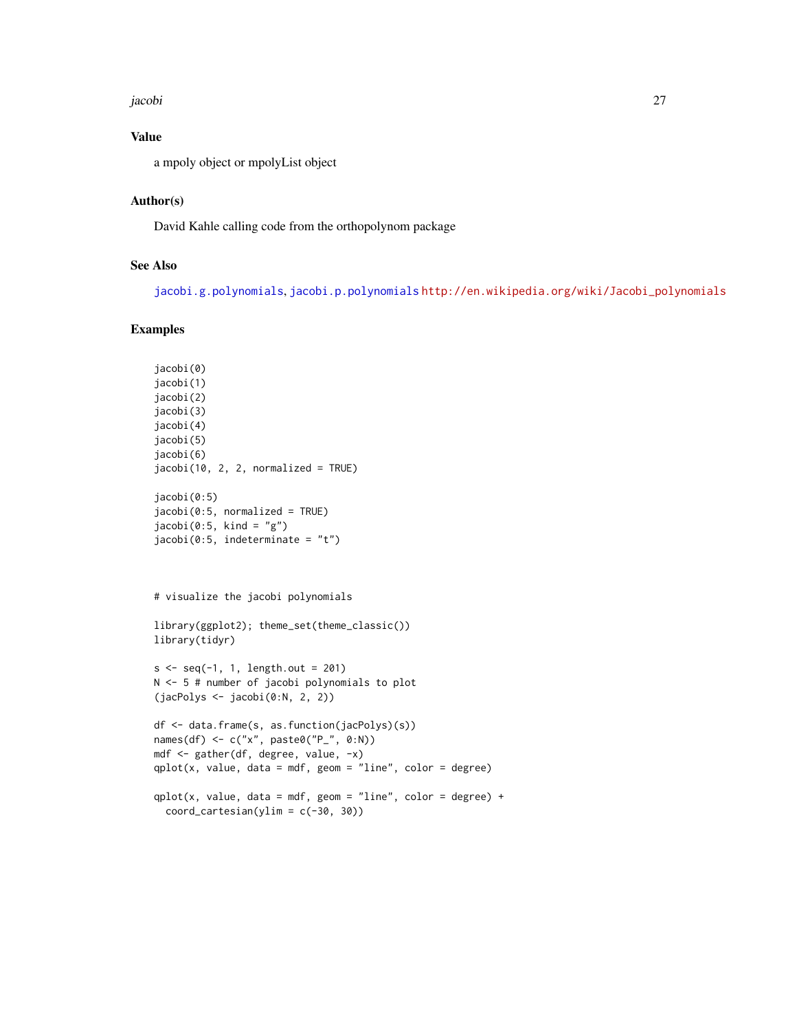## Value

a mpoly object or mpolyList object

## Author(s)

David Kahle calling code from the orthopolynom package

## See Also

jacobi.g.polynomials, jacobi.p.polynomials http://en.wikipedia.org/wiki/Jacobi_polynomials

## Examples

```
jacobi(0)
jacobi(1)
jacobi(2)
jacobi(3)
jacobi(4)
jacobi(5)
jacobi(6)
jacobi(10, 2, 2, normalized = TRUE)

jacobi(0:5)
jacobi(0:5, normalized = TRUE)
jacobi(0:5, kind = "g")
jacobi(0:5, indeterminate = "t")



# visualize the jacobi polynomials

library(ggplot2); theme_set(theme_classic())
library(tidyr)

s <- seq(-1, 1, length.out = 201)
N <- 5 # number of jacobi polynomials to plot
(jacPolys <- jacobi(0:N, 2, 2))

df <- data.frame(s, as.function(jacPolys)(s))
names(df) <- c("x", paste0("P_", 0:N))
mdf <- gather(df, degree, value, -x)
qplot(x, value, data = mdf, geom = "line", color = degree)

qplot(x, value, data = mdf, geom = "line", color = degree) +
  coord_cartesian(ylim = c(-30, 30))
```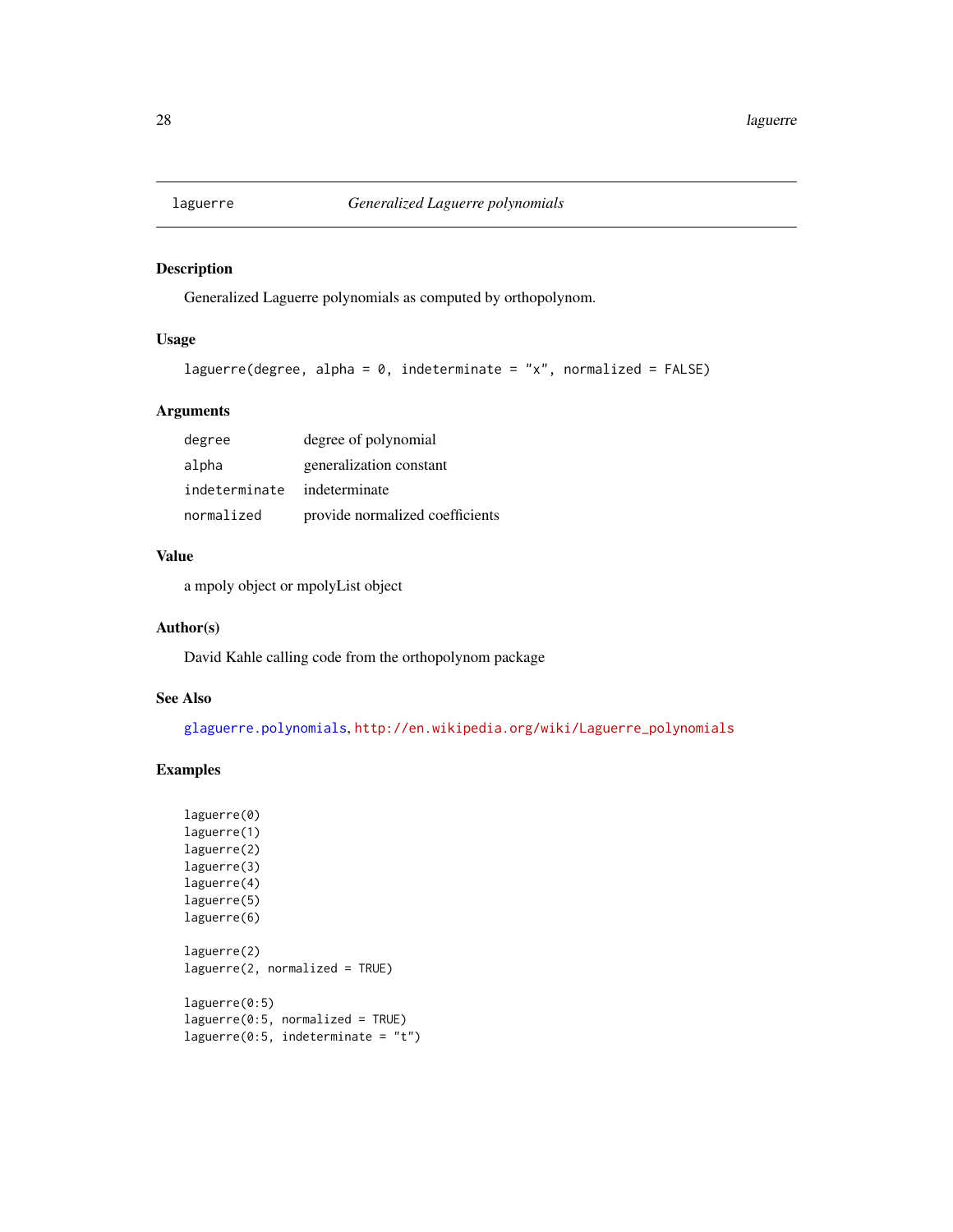# laguerre — *Generalized Laguerre polynomials*

## Description

Generalized Laguerre polynomials as computed by orthopolynom.

## Usage

```
laguerre(degree, alpha = 0, indeterminate = "x", normalized = FALSE)
```

## Arguments

| | |
|---|---|
| degree | degree of polynomial |
| alpha | generalization constant |
| indeterminate | indeterminate |
| normalized | provide normalized coefficients |

## Value

a mpoly object or mpolyList object

## Author(s)

David Kahle calling code from the orthopolynom package

## See Also

glaguerre.polynomials, http://en.wikipedia.org/wiki/Laguerre_polynomials

## Examples

```
laguerre(0)
laguerre(1)
laguerre(2)
laguerre(3)
laguerre(4)
laguerre(5)
laguerre(6)

laguerre(2)
laguerre(2, normalized = TRUE)

laguerre(0:5)
laguerre(0:5, normalized = TRUE)
laguerre(0:5, indeterminate = "t")
```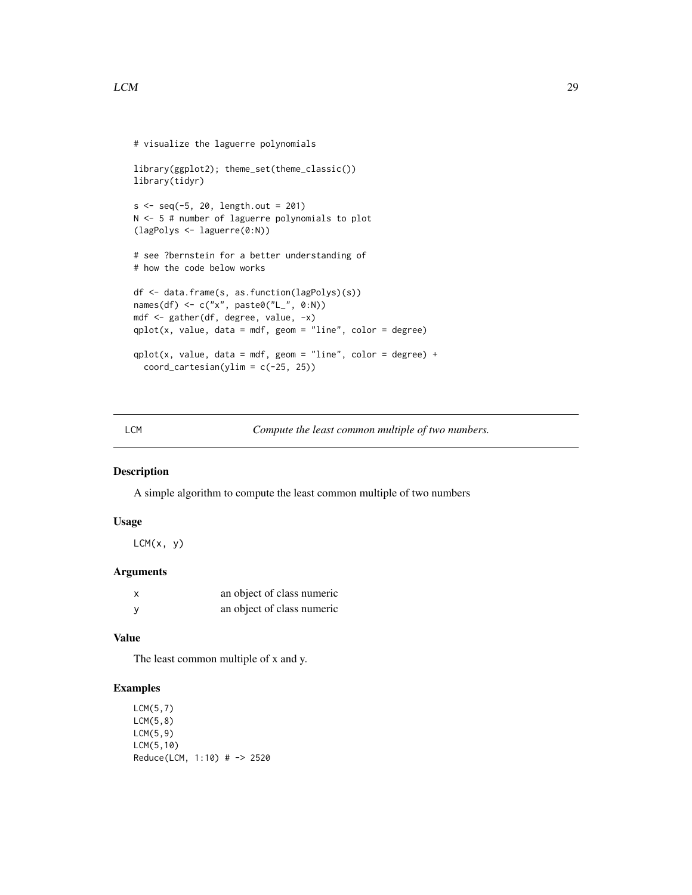```
# visualize the laguerre polynomials

library(ggplot2); theme_set(theme_classic())
library(tidyr)

s <- seq(-5, 20, length.out = 201)
N <- 5 # number of laguerre polynomials to plot
(lagPolys <- laguerre(0:N))

# see ?bernstein for a better understanding of
# how the code below works

df <- data.frame(s, as.function(lagPolys)(s))
names(df) <- c("x", paste0("L_", 0:N))
mdf <- gather(df, degree, value, -x)
qplot(x, value, data = mdf, geom = "line", color = degree)

qplot(x, value, data = mdf, geom = "line", color = degree) +
  coord_cartesian(ylim = c(-25, 25))
```

---

## LCM — *Compute the least common multiple of two numbers.*

### Description

A simple algorithm to compute the least common multiple of two numbers

### Usage

```
LCM(x, y)
```

### Arguments

| | |
|---|---|
| x | an object of class numeric |
| y | an object of class numeric |

### Value

The least common multiple of x and y.

### Examples

```
LCM(5,7)
LCM(5,8)
LCM(5,9)
LCM(5,10)
Reduce(LCM, 1:10) # -> 2520
```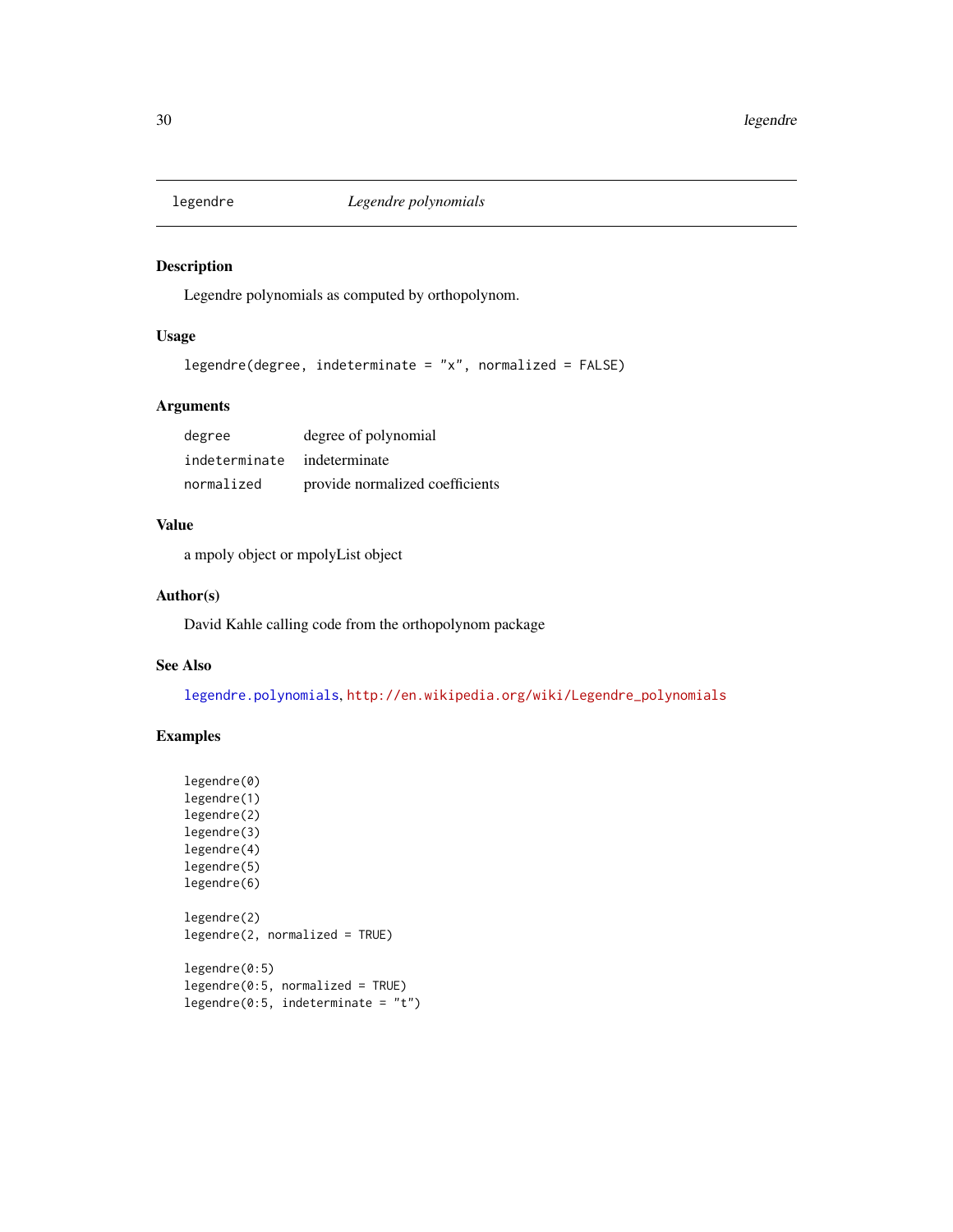legendre *Legendre polynomials*

## Description

Legendre polynomials as computed by orthopolynom.

## Usage

```
legendre(degree, indeterminate = "x", normalized = FALSE)
```

## Arguments

| | |
|---|---|
| `degree` | degree of polynomial |
| `indeterminate` | indeterminate |
| `normalized` | provide normalized coefficients |

## Value

a mpoly object or mpolyList object

## Author(s)

David Kahle calling code from the orthopolynom package

## See Also

`legendre.polynomials`, http://en.wikipedia.org/wiki/Legendre_polynomials

## Examples

```
legendre(0)
legendre(1)
legendre(2)
legendre(3)
legendre(4)
legendre(5)
legendre(6)

legendre(2)
legendre(2, normalized = TRUE)

legendre(0:5)
legendre(0:5, normalized = TRUE)
legendre(0:5, indeterminate = "t")
```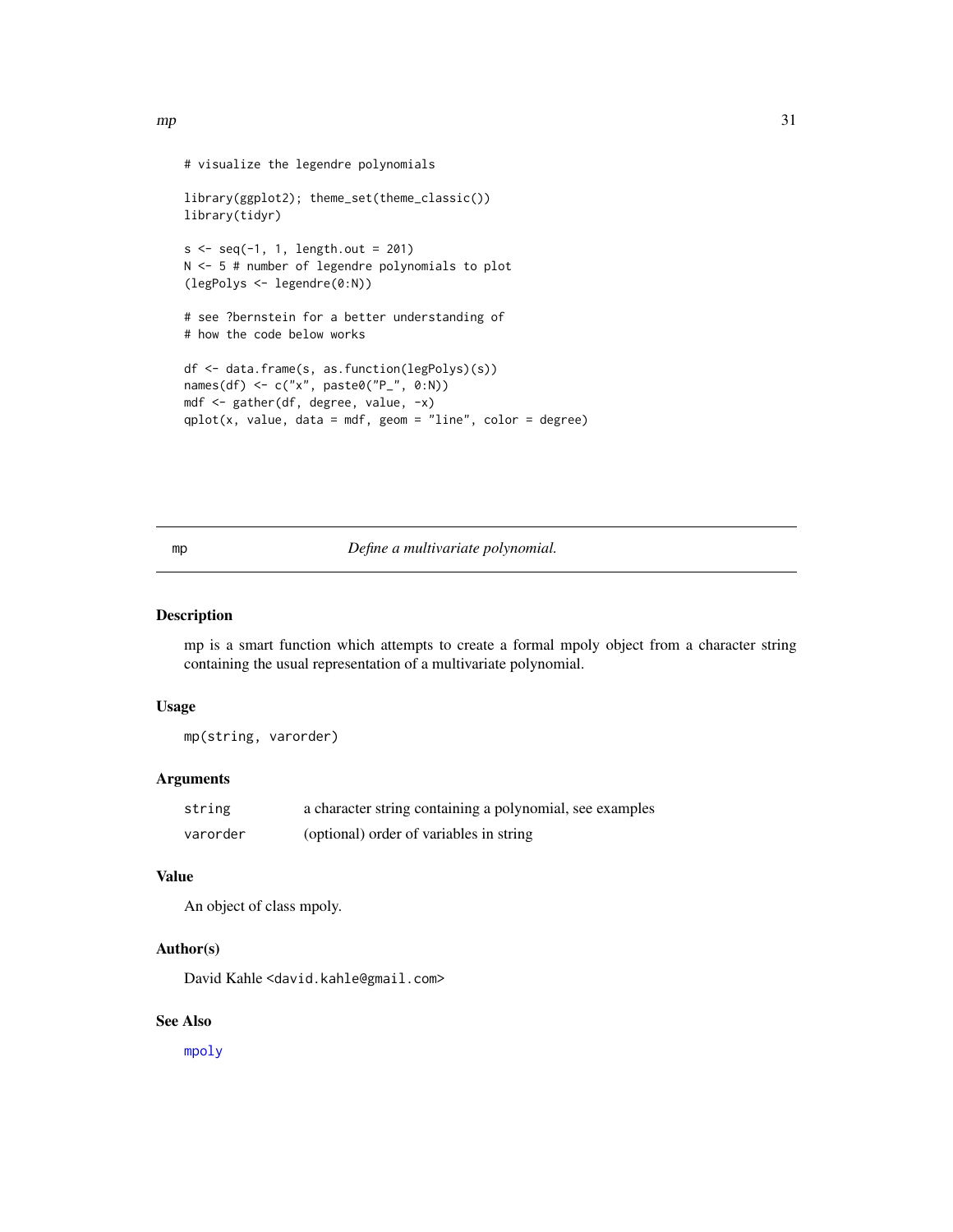```
# visualize the legendre polynomials

library(ggplot2); theme_set(theme_classic())
library(tidyr)

s <- seq(-1, 1, length.out = 201)
N <- 5 # number of legendre polynomials to plot
(legPolys <- legendre(0:N))

# see ?bernstein for a better understanding of
# how the code below works

df <- data.frame(s, as.function(legPolys)(s))
names(df) <- c("x", paste0("P_", 0:N))
mdf <- gather(df, degree, value, -x)
qplot(x, value, data = mdf, geom = "line", color = degree)
```

## mp — *Define a multivariate polynomial.*

### Description

mp is a smart function which attempts to create a formal mpoly object from a character string containing the usual representation of a multivariate polynomial.

### Usage

```
mp(string, varorder)
```

### Arguments

| | |
|---|---|
| `string` | a character string containing a polynomial, see examples |
| `varorder` | (optional) order of variables in string |

### Value

An object of class mpoly.

### Author(s)

David Kahle <david.kahle@gmail.com>

### See Also

mpoly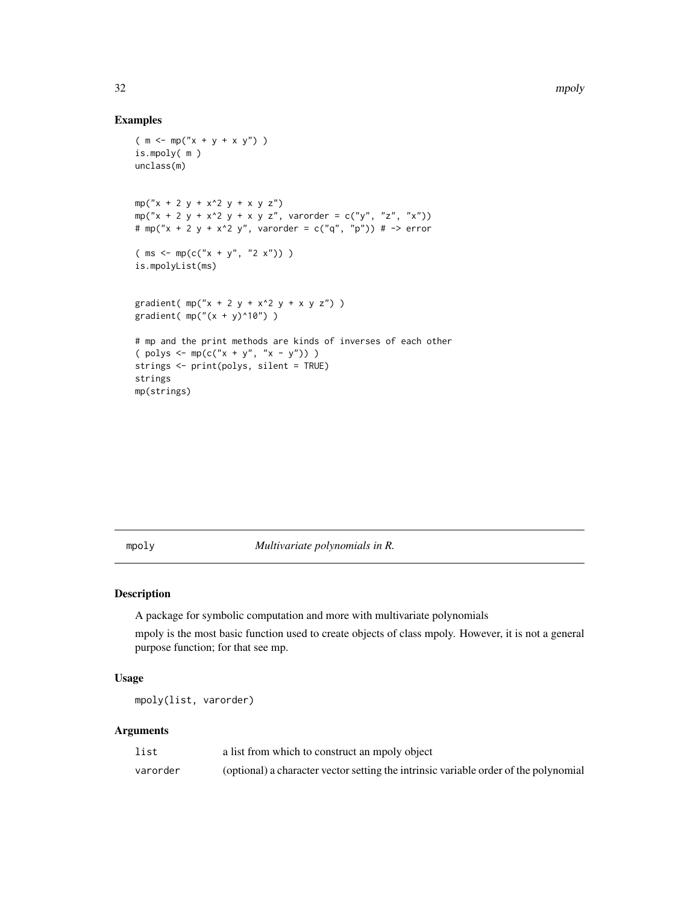## Examples

```
( m <- mp("x + y + x y") )
is.mpoly( m )
unclass(m)


mp("x + 2 y + x^2 y + x y z")
mp("x + 2 y + x^2 y + x y z", varorder = c("y", "z", "x"))
# mp("x + 2 y + x^2 y", varorder = c("q", "p")) # -> error

( ms <- mp(c("x + y", "2 x")) )
is.mpolyList(ms)


gradient( mp("x + 2 y + x^2 y + x y z") )
gradient( mp("(x + y)^10") )

# mp and the print methods are kinds of inverses of each other
( polys <- mp(c("x + y", "x - y")) )
strings <- print(polys, silent = TRUE)
strings
mp(strings)
```

---

# mpoly    *Multivariate polynomials in R.*

## Description

A package for symbolic computation and more with multivariate polynomials

mpoly is the most basic function used to create objects of class mpoly. However, it is not a general purpose function; for that see mp.

## Usage

```
mpoly(list, varorder)
```

## Arguments

| | |
|---|---|
| list | a list from which to construct an mpoly object |
| varorder | (optional) a character vector setting the intrinsic variable order of the polynomial |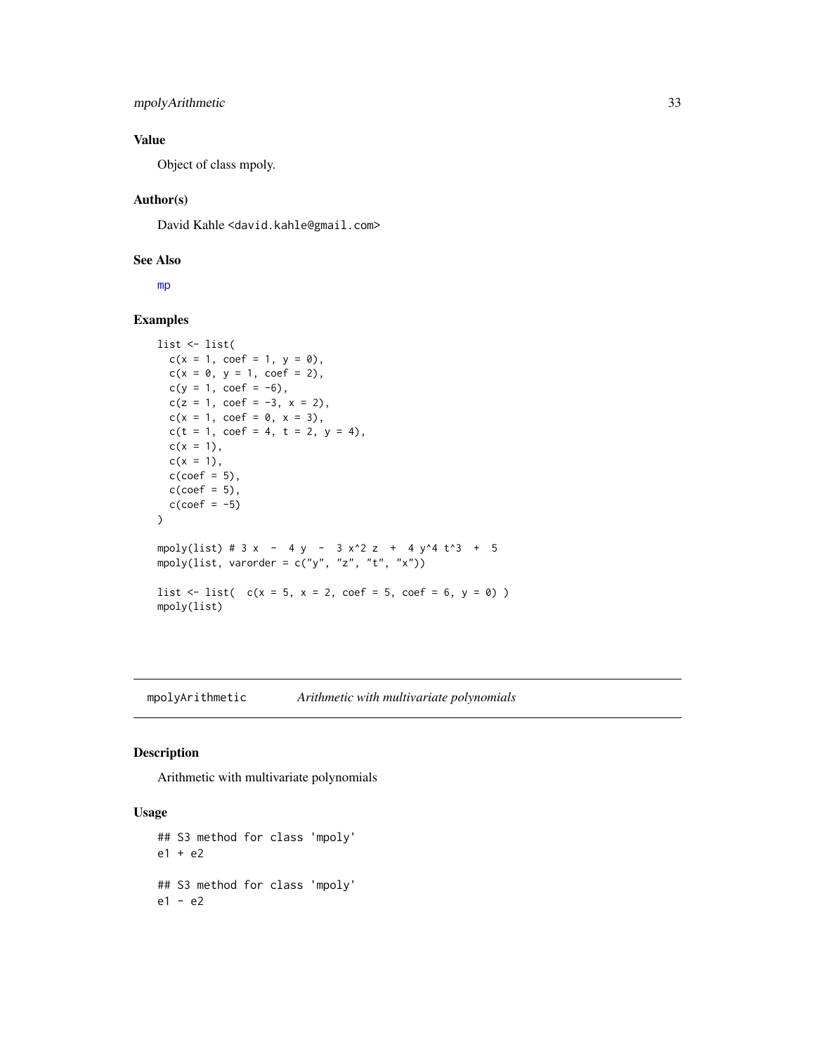### Value

Object of class mpoly.

### Author(s)

David Kahle <david.kahle@gmail.com>

### See Also

mp

### Examples

```
list <- list(
  c(x = 1, coef = 1, y = 0),
  c(x = 0, y = 1, coef = 2),
  c(y = 1, coef = -6),
  c(z = 1, coef = -3, x = 2),
  c(x = 1, coef = 0, x = 3),
  c(t = 1, coef = 4, t = 2, y = 4),
  c(x = 1),
  c(x = 1),
  c(coef = 5),
  c(coef = 5),
  c(coef = -5)
)

mpoly(list) # 3 x  -  4 y  -  3 x^2 z  +  4 y^4 t^3  +  5
mpoly(list, varorder = c("y", "z", "t", "x"))

list <- list(  c(x = 5, x = 2, coef = 5, coef = 6, y = 0) )
mpoly(list)
```

---

## mpolyArithmetic    *Arithmetic with multivariate polynomials*

### Description

Arithmetic with multivariate polynomials

### Usage

```
## S3 method for class 'mpoly'
e1 + e2

## S3 method for class 'mpoly'
e1 - e2
```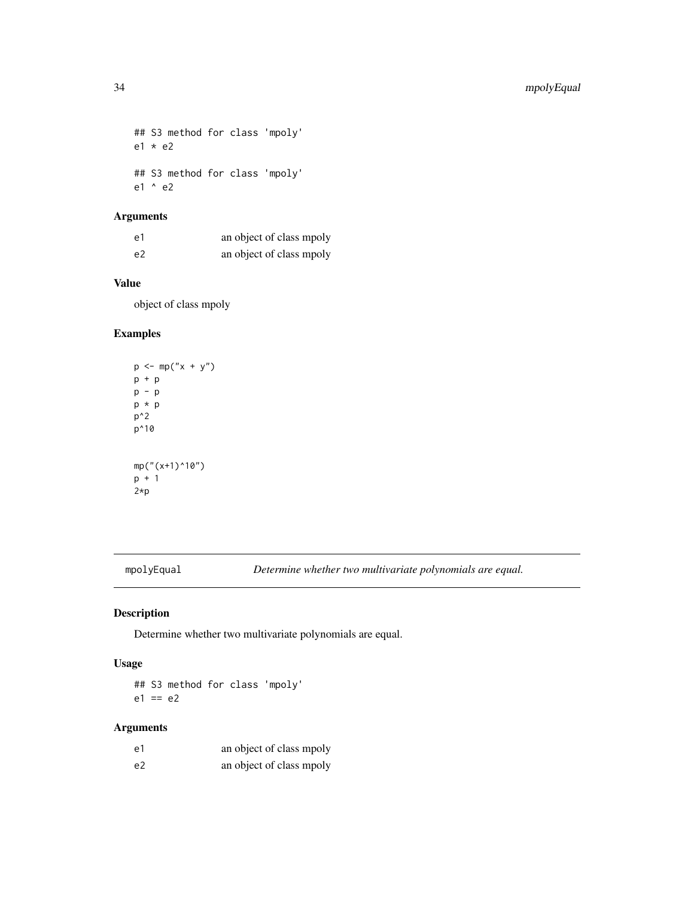```
## S3 method for class 'mpoly'
e1 * e2

## S3 method for class 'mpoly'
e1 ^ e2
```

### Arguments

| | |
|---|---|
| e1 | an object of class mpoly |
| e2 | an object of class mpoly |

### Value

object of class mpoly

### Examples

```
p <- mp("x + y")
p + p
p - p
p * p
p^2
p^10


mp("(x+1)^10")
p + 1
2*p
```

---

## mpolyEqual — *Determine whether two multivariate polynomials are equal.*

### Description

Determine whether two multivariate polynomials are equal.

### Usage

```
## S3 method for class 'mpoly'
e1 == e2
```

### Arguments

| | |
|---|---|
| e1 | an object of class mpoly |
| e2 | an object of class mpoly |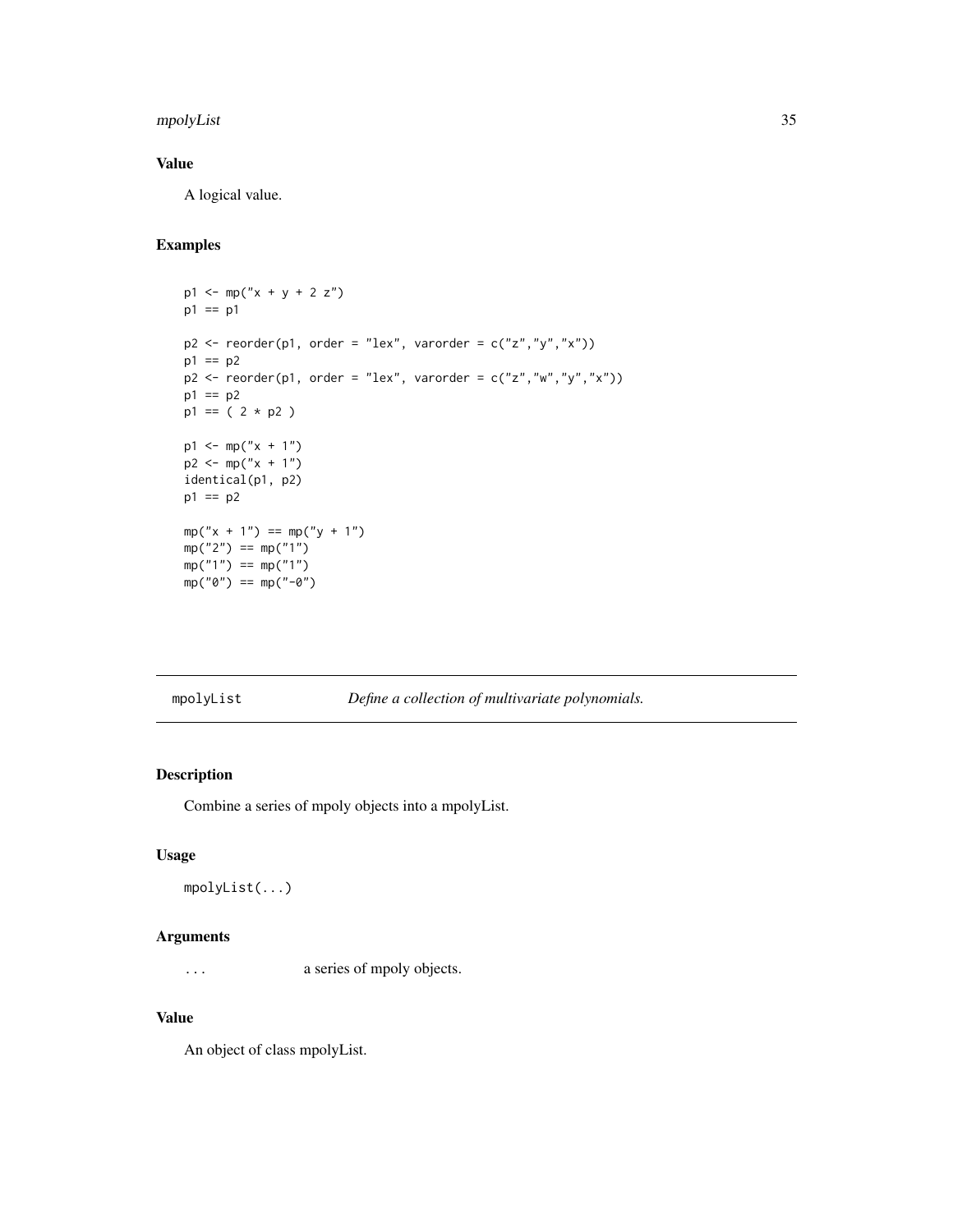## Value

A logical value.

## Examples

```
p1 <- mp("x + y + 2 z")
p1 == p1

p2 <- reorder(p1, order = "lex", varorder = c("z","y","x"))
p1 == p2
p2 <- reorder(p1, order = "lex", varorder = c("z","w","y","x"))
p1 == p2
p1 == ( 2 * p2 )

p1 <- mp("x + 1")
p2 <- mp("x + 1")
identical(p1, p2)
p1 == p2

mp("x + 1") == mp("y + 1")
mp("2") == mp("1")
mp("1") == mp("1")
mp("0") == mp("-0")
```

---

# mpolyList — *Define a collection of multivariate polynomials.*

## Description

Combine a series of mpoly objects into a mpolyList.

## Usage

```
mpolyList(...)
```

## Arguments

| | |
|---|---|
| ... | a series of mpoly objects. |

## Value

An object of class mpolyList.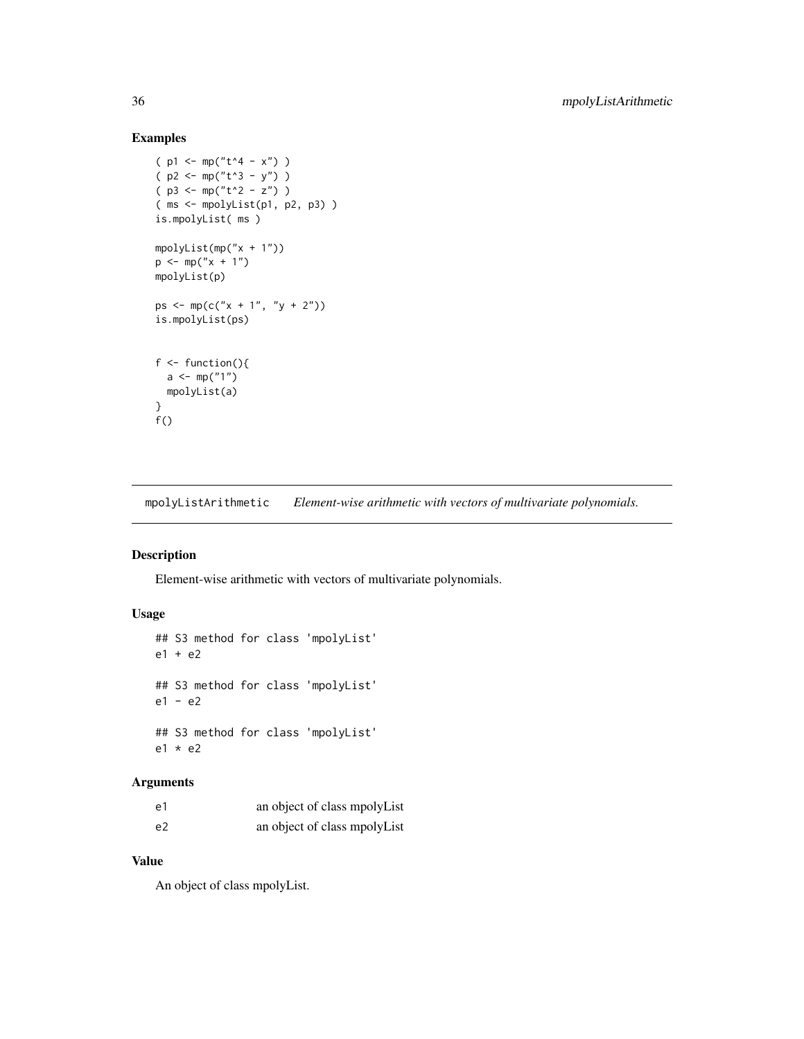## Examples

```
( p1 <- mp("t^4 - x") )
( p2 <- mp("t^3 - y") )
( p3 <- mp("t^2 - z") )
( ms <- mpolyList(p1, p2, p3) )
is.mpolyList( ms )

mpolyList(mp("x + 1"))
p <- mp("x + 1")
mpolyList(p)

ps <- mp(c("x + 1", "y + 2"))
is.mpolyList(ps)


f <- function(){
  a <- mp("1")
  mpolyList(a)
}
f()
```

---

## mpolyListArithmetic    *Element-wise arithmetic with vectors of multivariate polynomials.*

---

### Description

Element-wise arithmetic with vectors of multivariate polynomials.

### Usage

```
## S3 method for class 'mpolyList'
e1 + e2

## S3 method for class 'mpolyList'
e1 - e2

## S3 method for class 'mpolyList'
e1 * e2
```

### Arguments

| | |
|---|---|
| e1 | an object of class mpolyList |
| e2 | an object of class mpolyList |

### Value

An object of class mpolyList.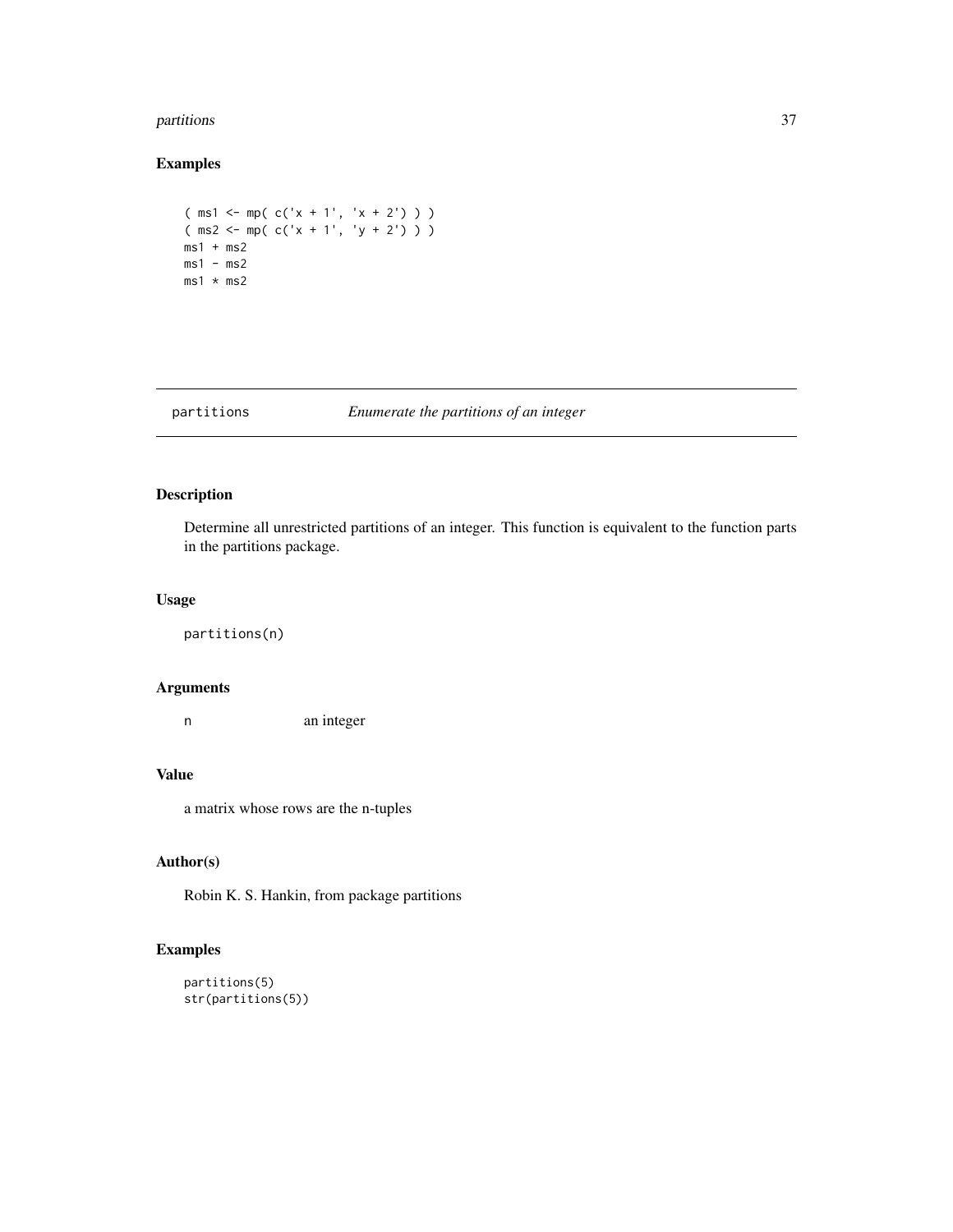## Examples

```
( ms1 <- mp( c('x + 1', 'x + 2') ) )
( ms2 <- mp( c('x + 1', 'y + 2') ) )
ms1 + ms2
ms1 - ms2
ms1 * ms2
```

---

partitions *Enumerate the partitions of an integer*

---

## Description

Determine all unrestricted partitions of an integer. This function is equivalent to the function parts in the partitions package.

## Usage

```
partitions(n)
```

## Arguments

| | |
|---|---|
| n | an integer |

## Value

a matrix whose rows are the n-tuples

## Author(s)

Robin K. S. Hankin, from package partitions

## Examples

```
partitions(5)
str(partitions(5))
```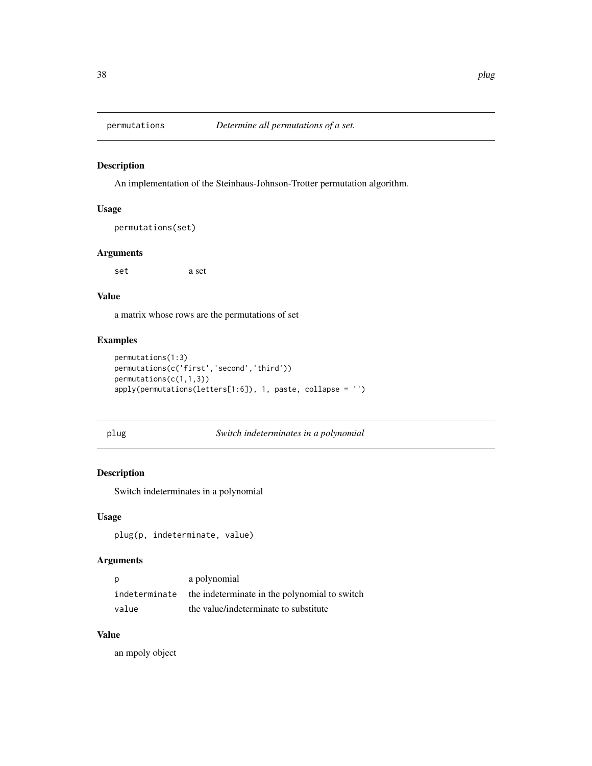## permutations *Determine all permutations of a set.*

### Description

An implementation of the Steinhaus-Johnson-Trotter permutation algorithm.

### Usage

```
permutations(set)
```

### Arguments

| | |
|---|---|
| set | a set |

### Value

a matrix whose rows are the permutations of set

### Examples

```
permutations(1:3)
permutations(c('first','second','third'))
permutations(c(1,1,3))
apply(permutations(letters[1:6]), 1, paste, collapse = '')
```

## plug *Switch indeterminates in a polynomial*

### Description

Switch indeterminates in a polynomial

### Usage

```
plug(p, indeterminate, value)
```

### Arguments

| | |
|---|---|
| p | a polynomial |
| indeterminate | the indeterminate in the polynomial to switch |
| value | the value/indeterminate to substitute |

### Value

an mpoly object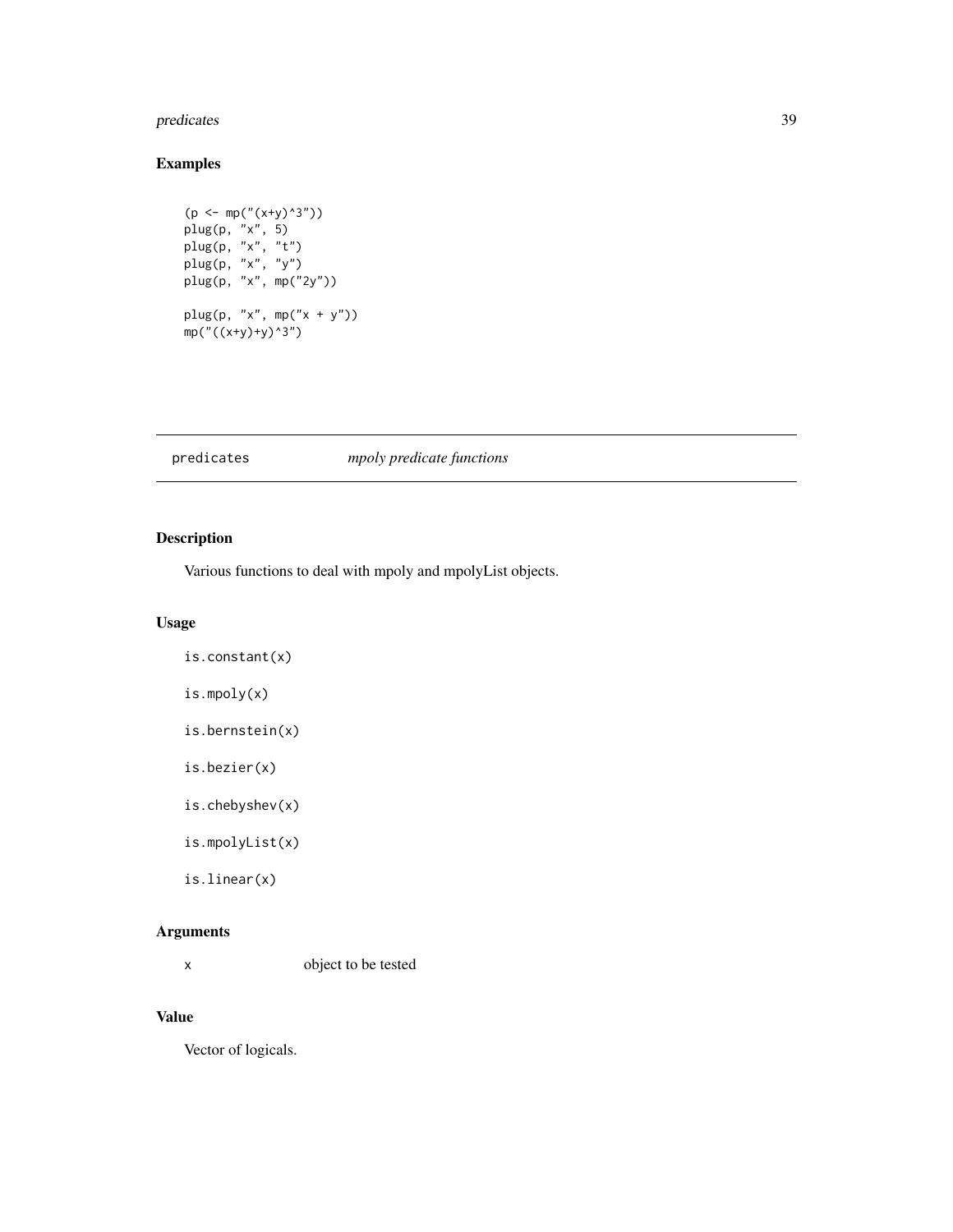## Examples

```
(p <- mp("(x+y)^3"))
plug(p, "x", 5)
plug(p, "x", "t")
plug(p, "x", "y")
plug(p, "x", mp("2y"))

plug(p, "x", mp("x + y"))
mp("((x+y)+y)^3")
```

---

predicates *mpoly predicate functions*

---

## Description

Various functions to deal with mpoly and mpolyList objects.

## Usage

```
is.constant(x)

is.mpoly(x)

is.bernstein(x)

is.bezier(x)

is.chebyshev(x)

is.mpolyList(x)

is.linear(x)
```

## Arguments

| | |
|---|---|
| x | object to be tested |

## Value

Vector of logicals.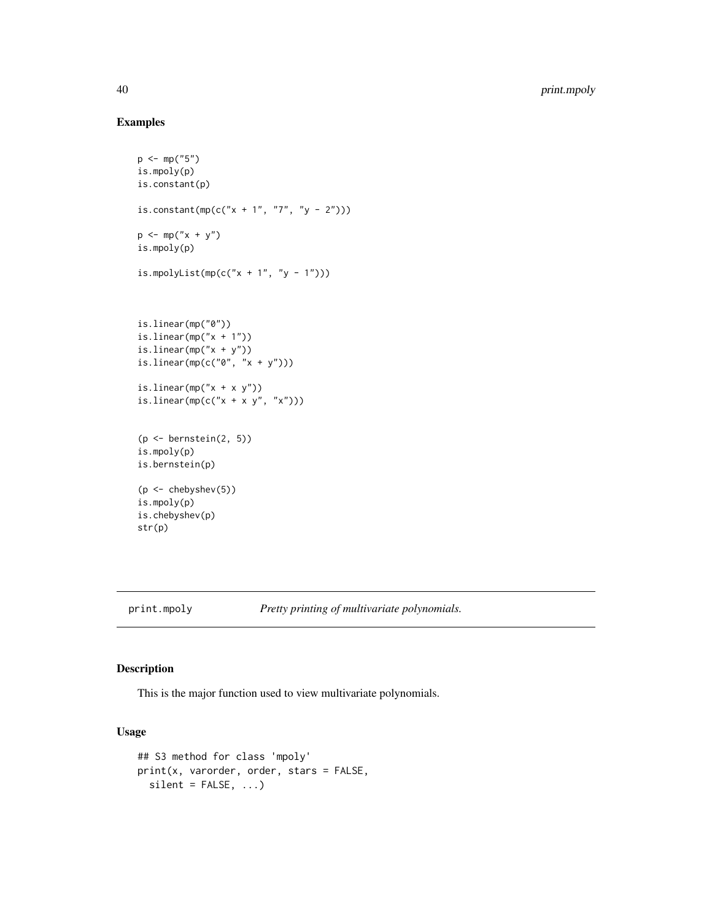## Examples

```
p <- mp("5")
is.mpoly(p)
is.constant(p)

is.constant(mp(c("x + 1", "7", "y - 2")))

p <- mp("x + y")
is.mpoly(p)

is.mpolyList(mp(c("x + 1", "y - 1")))



is.linear(mp("0"))
is.linear(mp("x + 1"))
is.linear(mp("x + y"))
is.linear(mp(c("0", "x + y")))

is.linear(mp("x + x y"))
is.linear(mp(c("x + x y", "x")))


(p <- bernstein(2, 5))
is.mpoly(p)
is.bernstein(p)

(p <- chebyshev(5))
is.mpoly(p)
is.chebyshev(p)
str(p)
```

---

print.mpoly *Pretty printing of multivariate polynomials.*

---

## Description

This is the major function used to view multivariate polynomials.

## Usage

```
## S3 method for class 'mpoly'
print(x, varorder, order, stars = FALSE,
  silent = FALSE, ...)
```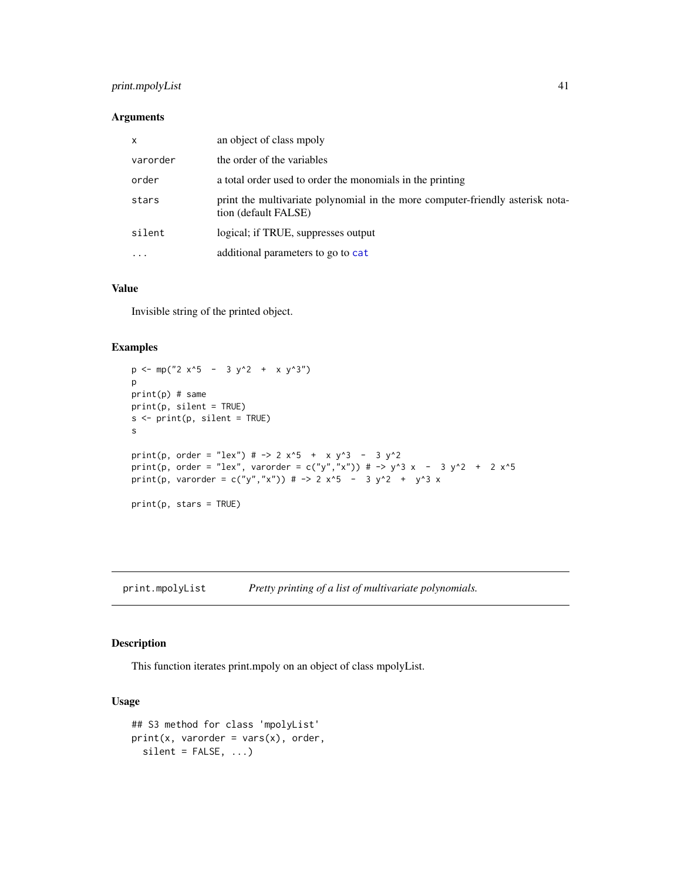### Arguments

| | |
|---|---|
| `x` | an object of class mpoly |
| `varorder` | the order of the variables |
| `order` | a total order used to order the monomials in the printing |
| `stars` | print the multivariate polynomial in the more computer-friendly asterisk notation (default FALSE) |
| `silent` | logical; if TRUE, suppresses output |
| `...` | additional parameters to go to `cat` |

### Value

Invisible string of the printed object.

### Examples

```
p <- mp("2 x^5  -  3 y^2  +  x y^3")
p
print(p) # same
print(p, silent = TRUE)
s <- print(p, silent = TRUE)
s

print(p, order = "lex") # -> 2 x^5  +  x y^3  -  3 y^2
print(p, order = "lex", varorder = c("y","x")) # -> y^3 x  -  3 y^2  +  2 x^5
print(p, varorder = c("y","x")) # -> 2 x^5  -  3 y^2  +  y^3 x

print(p, stars = TRUE)
```

---

## print.mpolyList    *Pretty printing of a list of multivariate polynomials.*

### Description

This function iterates print.mpoly on an object of class mpolyList.

### Usage

```
## S3 method for class 'mpolyList'
print(x, varorder = vars(x), order,
  silent = FALSE, ...)
```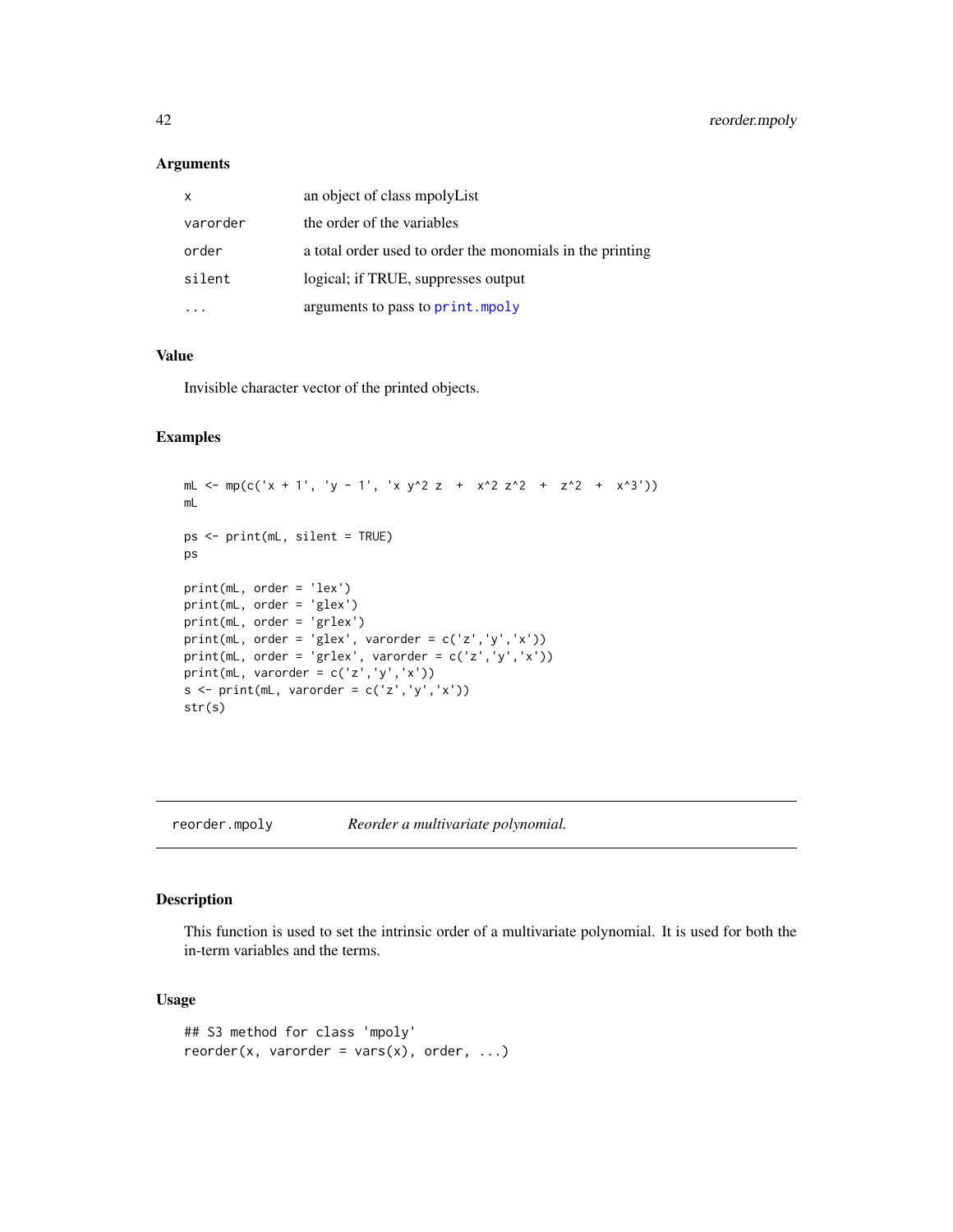## Arguments

| | |
|---|---|
| x | an object of class mpolyList |
| varorder | the order of the variables |
| order | a total order used to order the monomials in the printing |
| silent | logical; if TRUE, suppresses output |
| ... | arguments to pass to print.mpoly |

## Value

Invisible character vector of the printed objects.

## Examples

```
mL <- mp(c('x + 1', 'y - 1', 'x y^2 z  +  x^2 z^2  +  z^2  +  x^3'))
mL

ps <- print(mL, silent = TRUE)
ps

print(mL, order = 'lex')
print(mL, order = 'glex')
print(mL, order = 'grlex')
print(mL, order = 'glex', varorder = c('z','y','x'))
print(mL, order = 'grlex', varorder = c('z','y','x'))
print(mL, varorder = c('z','y','x'))
s <- print(mL, varorder = c('z','y','x'))
str(s)
```

---

# reorder.mpoly — *Reorder a multivariate polynomial.*

## Description

This function is used to set the intrinsic order of a multivariate polynomial. It is used for both the in-term variables and the terms.

## Usage

```
## S3 method for class 'mpoly'
reorder(x, varorder = vars(x), order, ...)
```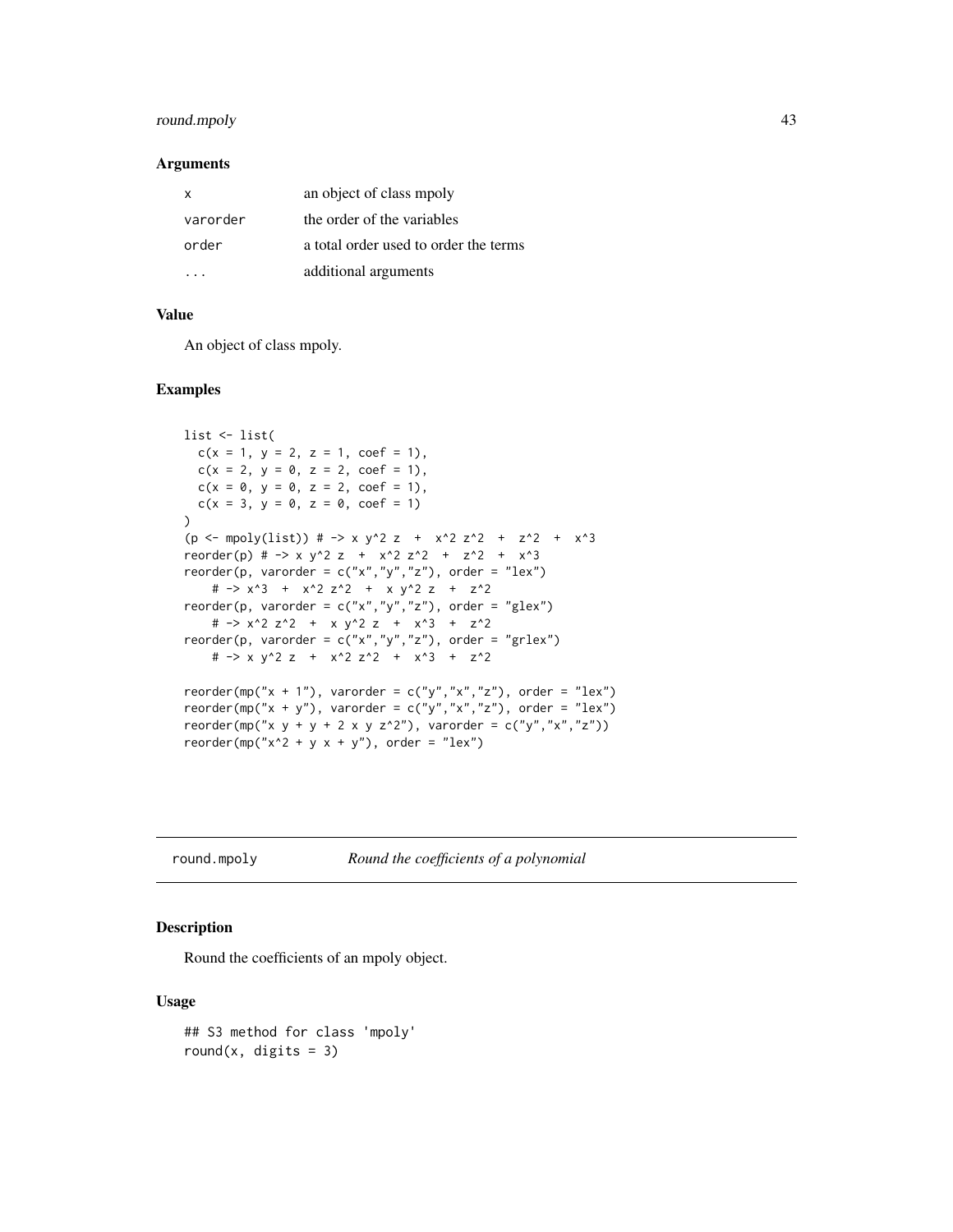### Arguments

| | |
|---|---|
| x | an object of class mpoly |
| varorder | the order of the variables |
| order | a total order used to order the terms |
| ... | additional arguments |

### Value

An object of class mpoly.

### Examples

```
list <- list(
  c(x = 1, y = 2, z = 1, coef = 1),
  c(x = 2, y = 0, z = 2, coef = 1),
  c(x = 0, y = 0, z = 2, coef = 1),
  c(x = 3, y = 0, z = 0, coef = 1)
)
(p <- mpoly(list)) # -> x y^2 z  +  x^2 z^2  +  z^2  +  x^3
reorder(p) # -> x y^2 z  +  x^2 z^2  +  z^2  +  x^3
reorder(p, varorder = c("x","y","z"), order = "lex")
    # -> x^3  +  x^2 z^2  +  x y^2 z  +  z^2
reorder(p, varorder = c("x","y","z"), order = "glex")
    # -> x^2 z^2  +  x y^2 z  +  x^3  +  z^2
reorder(p, varorder = c("x","y","z"), order = "grlex")
    # -> x y^2 z  +  x^2 z^2  +  x^3  +  z^2

reorder(mp("x + 1"), varorder = c("y","x","z"), order = "lex")
reorder(mp("x + y"), varorder = c("y","x","z"), order = "lex")
reorder(mp("x y + y + 2 x y z^2"), varorder = c("y","x","z"))
reorder(mp("x^2 + y x + y"), order = "lex")
```

---

## round.mpoly — *Round the coefficients of a polynomial*

### Description

Round the coefficients of an mpoly object.

### Usage

```
## S3 method for class 'mpoly'
round(x, digits = 3)
```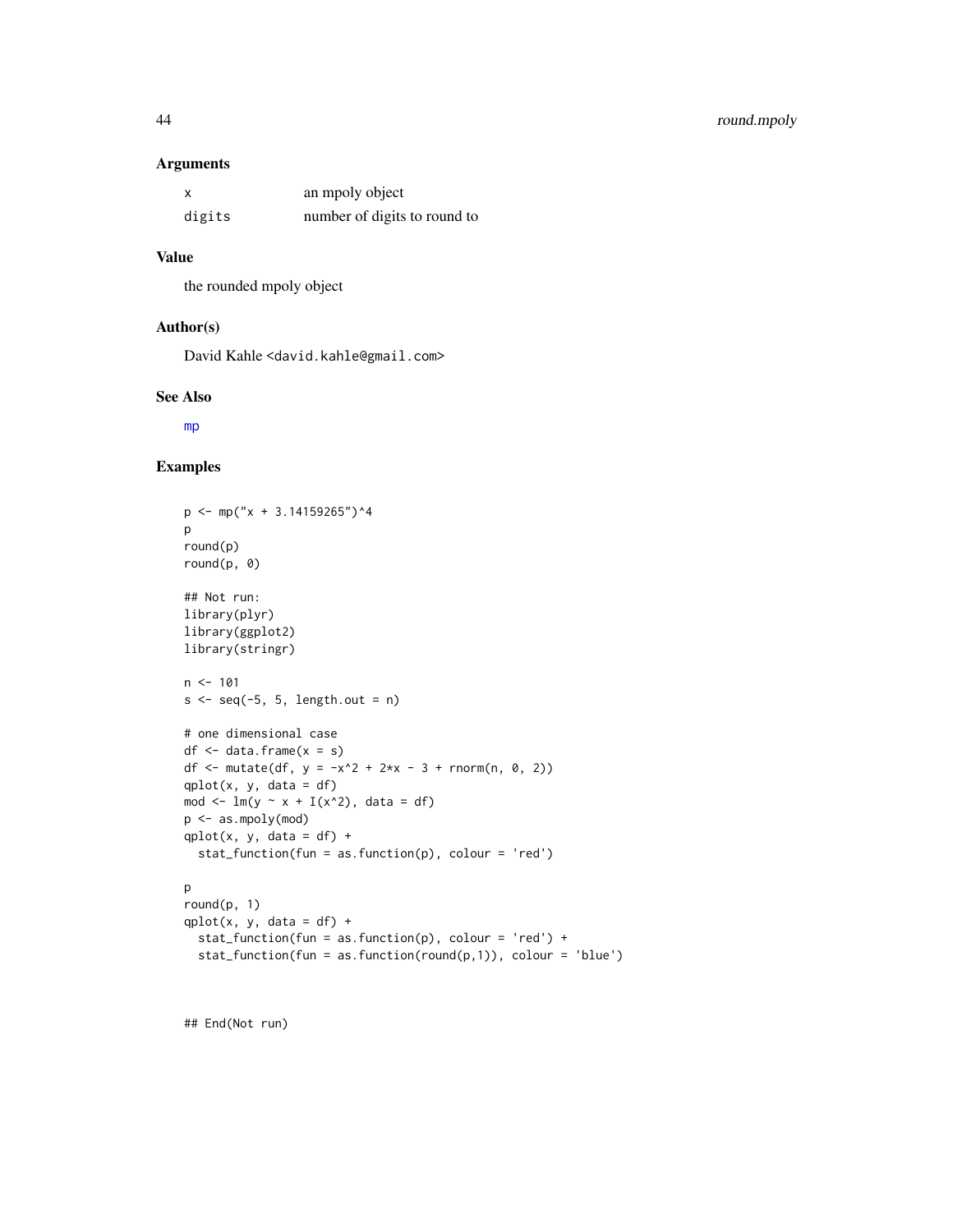### Arguments

| | |
|---|---|
| x | an mpoly object |
| digits | number of digits to round to |

### Value

the rounded mpoly object

### Author(s)

David Kahle <david.kahle@gmail.com>

### See Also

mp

### Examples

```
p <- mp("x + 3.14159265")^4
p
round(p)
round(p, 0)

## Not run:
library(plyr)
library(ggplot2)
library(stringr)

n <- 101
s <- seq(-5, 5, length.out = n)

# one dimensional case
df <- data.frame(x = s)
df <- mutate(df, y = -x^2 + 2*x - 3 + rnorm(n, 0, 2))
qplot(x, y, data = df)
mod <- lm(y ~ x + I(x^2), data = df)
p <- as.mpoly(mod)
qplot(x, y, data = df) +
  stat_function(fun = as.function(p), colour = 'red')

p
round(p, 1)
qplot(x, y, data = df) +
  stat_function(fun = as.function(p), colour = 'red') +
  stat_function(fun = as.function(round(p,1)), colour = 'blue')



## End(Not run)
```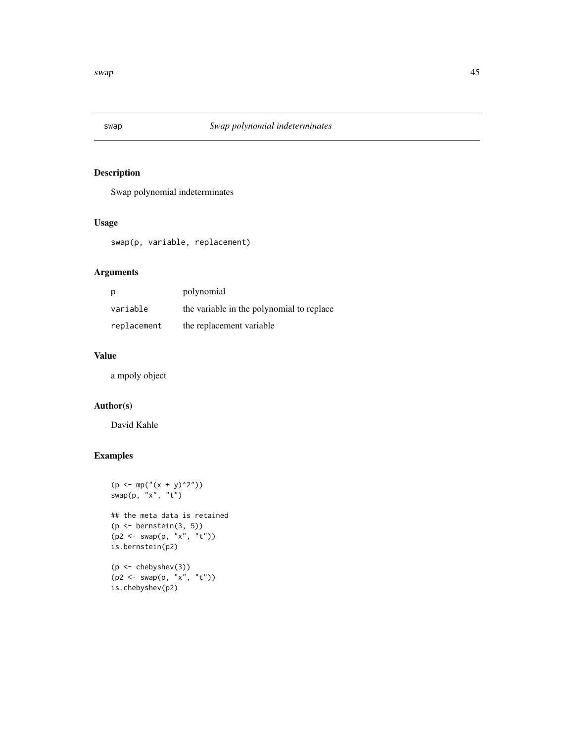## swap — *Swap polynomial indeterminates*

### Description

Swap polynomial indeterminates

### Usage

```
swap(p, variable, replacement)
```

### Arguments

| | |
|---|---|
| p | polynomial |
| variable | the variable in the polynomial to replace |
| replacement | the replacement variable |

### Value

a mpoly object

### Author(s)

David Kahle

### Examples

```
(p <- mp("(x + y)^2"))
swap(p, "x", "t")

## the meta data is retained
(p <- bernstein(3, 5))
(p2 <- swap(p, "x", "t"))
is.bernstein(p2)

(p <- chebyshev(3))
(p2 <- swap(p, "x", "t"))
is.chebyshev(p2)
```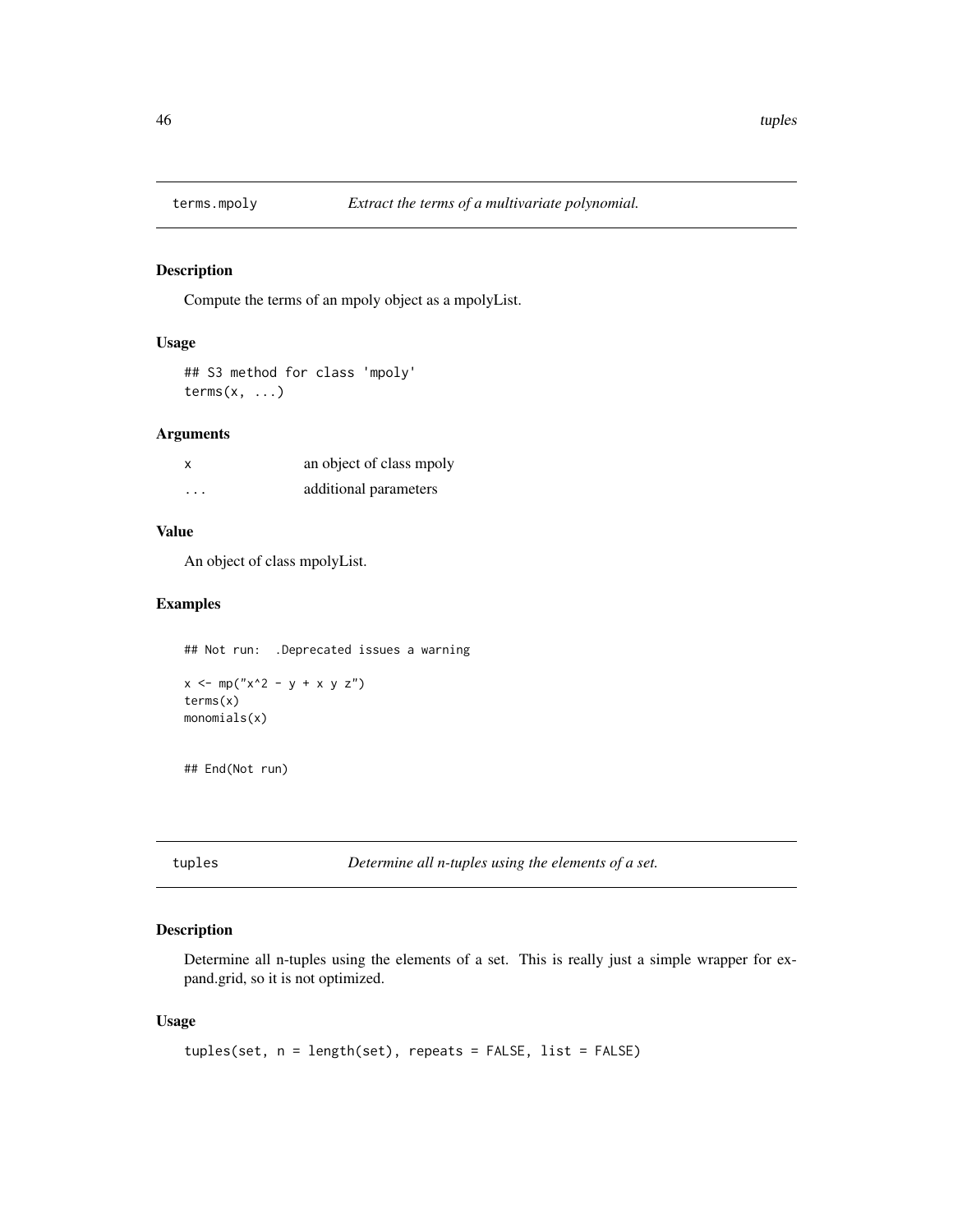## terms.mpoly *Extract the terms of a multivariate polynomial.*

### Description

Compute the terms of an mpoly object as a mpolyList.

### Usage

```
## S3 method for class 'mpoly'
terms(x, ...)
```

### Arguments

| | |
|---|---|
| x | an object of class mpoly |
| ... | additional parameters |

### Value

An object of class mpolyList.

### Examples

```
## Not run:  .Deprecated issues a warning

x <- mp("x^2 - y + x y z")
terms(x)
monomials(x)


## End(Not run)
```

## tuples *Determine all n-tuples using the elements of a set.*

### Description

Determine all n-tuples using the elements of a set. This is really just a simple wrapper for expand.grid, so it is not optimized.

### Usage

```
tuples(set, n = length(set), repeats = FALSE, list = FALSE)
```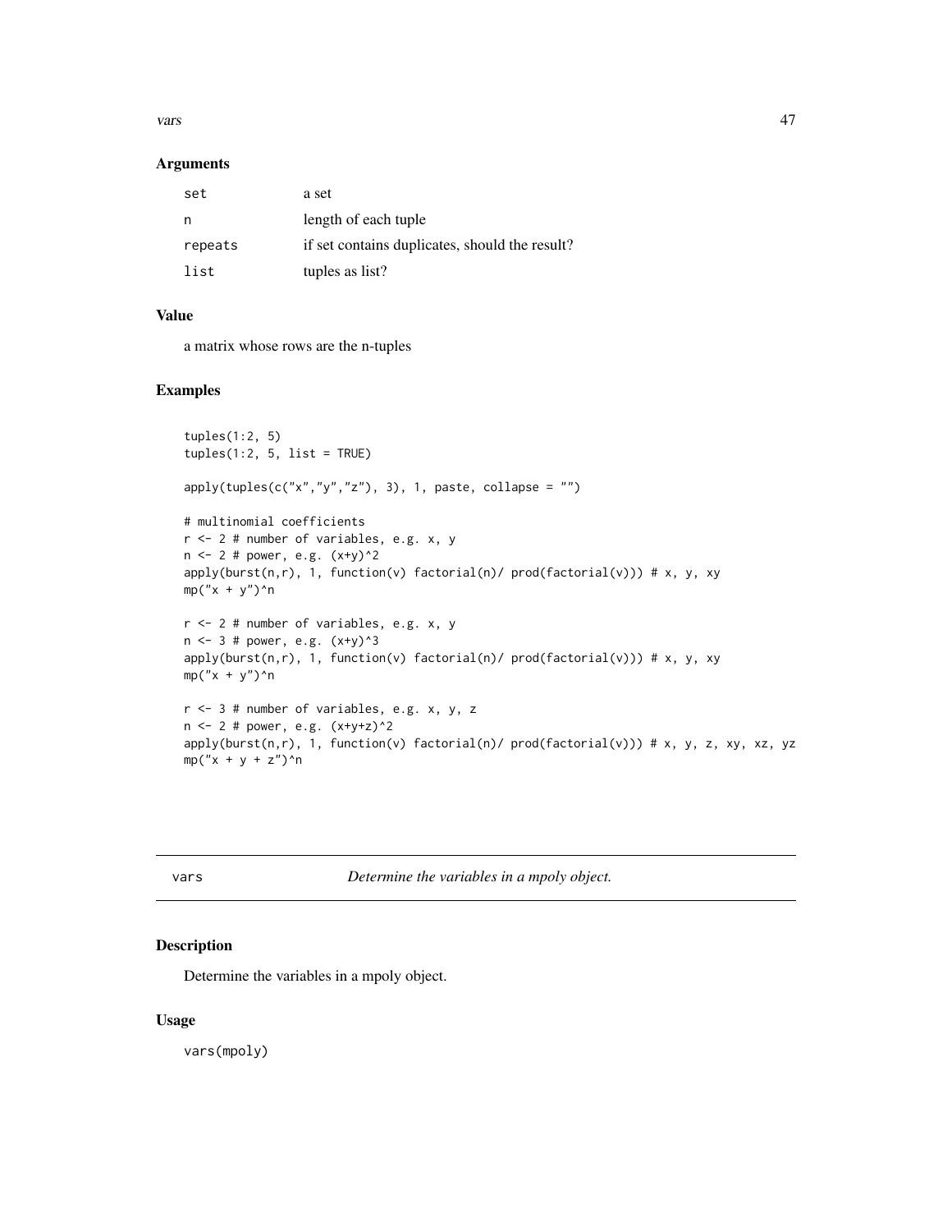## Arguments

| | |
|---|---|
| set | a set |
| n | length of each tuple |
| repeats | if set contains duplicates, should the result? |
| list | tuples as list? |

## Value

a matrix whose rows are the n-tuples

## Examples

```
tuples(1:2, 5)
tuples(1:2, 5, list = TRUE)

apply(tuples(c("x","y","z"), 3), 1, paste, collapse = "")

# multinomial coefficients
r <- 2 # number of variables, e.g. x, y
n <- 2 # power, e.g. (x+y)^2
apply(burst(n,r), 1, function(v) factorial(n)/ prod(factorial(v))) # x, y, xy
mp("x + y")^n

r <- 2 # number of variables, e.g. x, y
n <- 3 # power, e.g. (x+y)^3
apply(burst(n,r), 1, function(v) factorial(n)/ prod(factorial(v))) # x, y, xy
mp("x + y")^n

r <- 3 # number of variables, e.g. x, y, z
n <- 2 # power, e.g. (x+y+z)^2
apply(burst(n,r), 1, function(v) factorial(n)/ prod(factorial(v))) # x, y, z, xy, xz, yz
mp("x + y + z")^n
```

---

# vars — *Determine the variables in a mpoly object.*

## Description

Determine the variables in a mpoly object.

## Usage

```
vars(mpoly)
```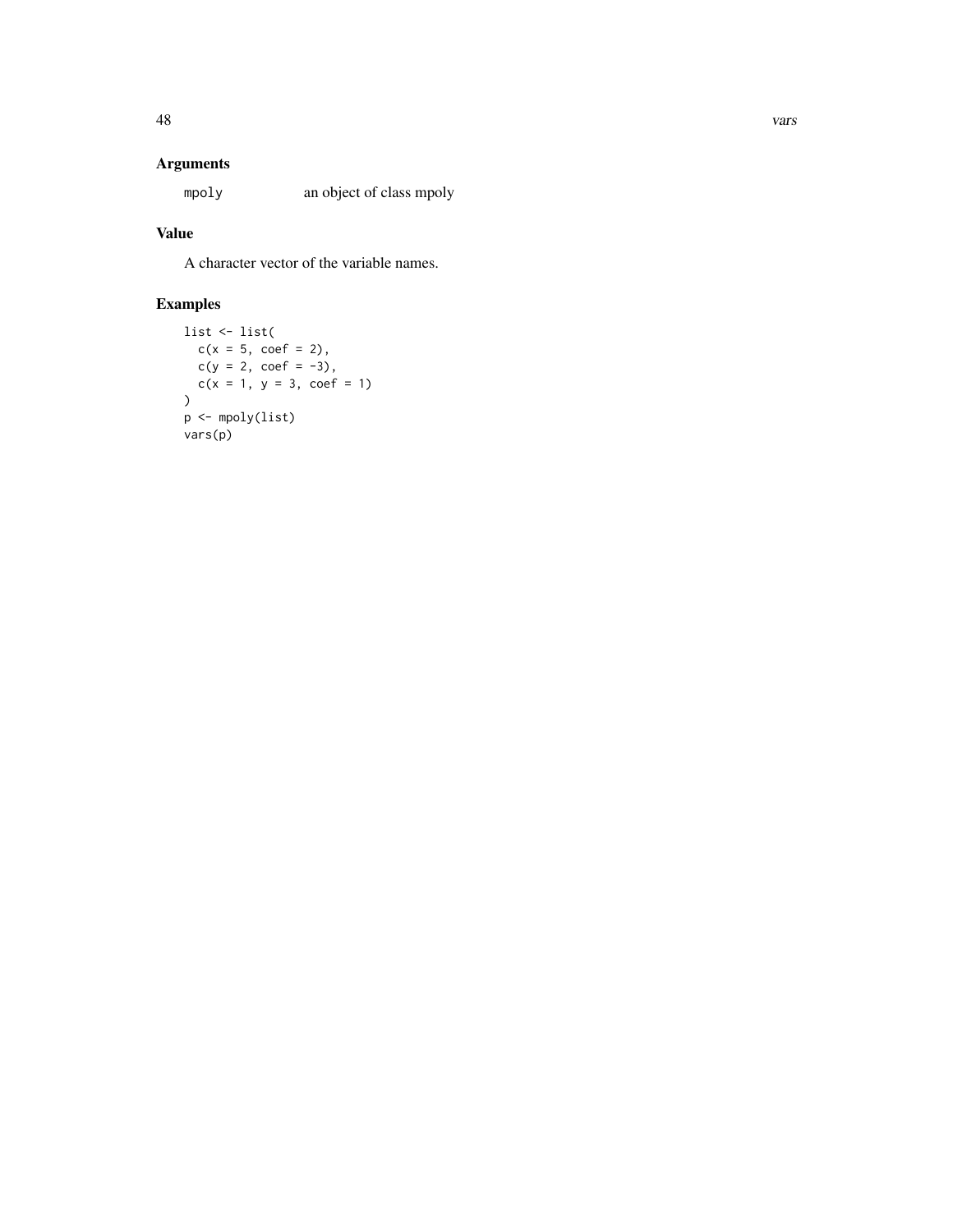## Arguments

`mpoly` an object of class mpoly

## Value

A character vector of the variable names.

## Examples

```
list <- list(
  c(x = 5, coef = 2),
  c(y = 2, coef = -3),
  c(x = 1, y = 3, coef = 1)
)
p <- mpoly(list)
vars(p)
```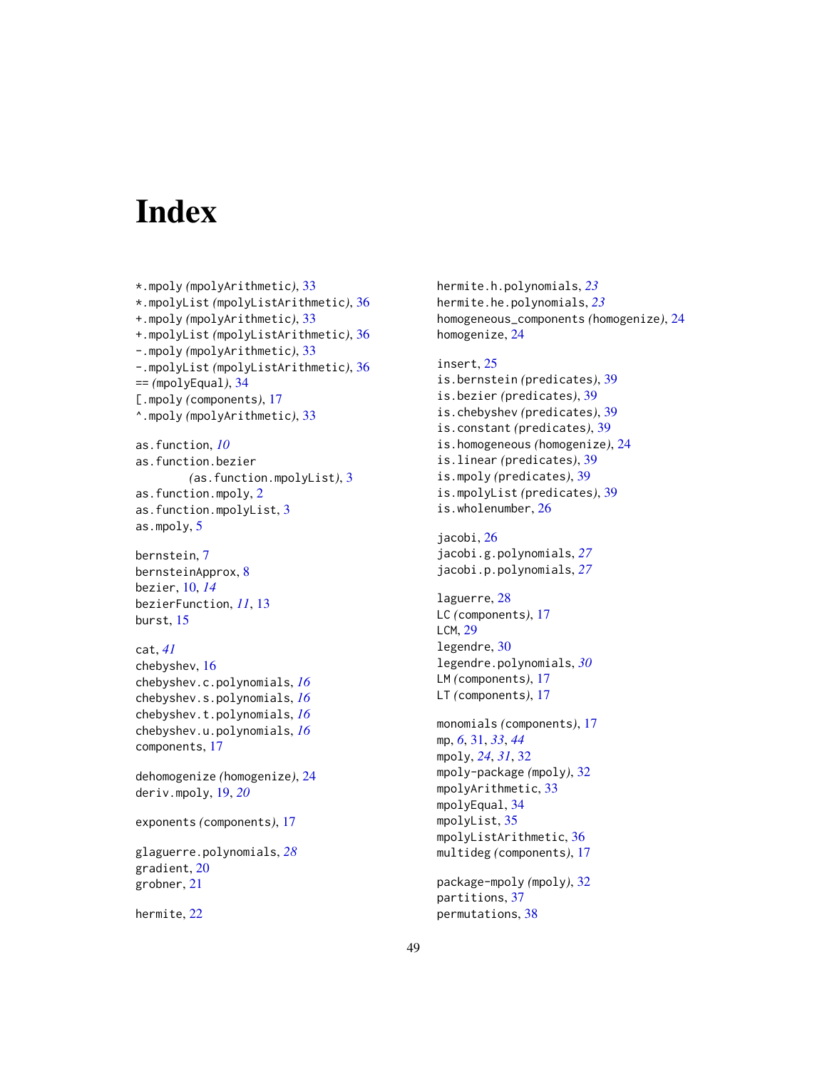# Index

*.mpoly *(mpolyArithmetic)*, 33
*.mpolyList *(mpolyListArithmetic)*, 36
+.mpoly *(mpolyArithmetic)*, 33
+.mpolyList *(mpolyListArithmetic)*, 36
-.mpoly *(mpolyArithmetic)*, 33
-.mpolyList *(mpolyListArithmetic)*, 36
== *(mpolyEqual)*, 34
[.mpoly *(components)*, 17
^.mpoly *(mpolyArithmetic)*, 33

as.function, *10*
as.function.bezier *(as.function.mpolyList)*, 3
as.function.mpoly, 2
as.function.mpolyList, 3
as.mpoly, 5

bernstein, 7
bernsteinApprox, 8
bezier, 10, *14*
bezierFunction, *11*, 13
burst, 15

cat, *41*
chebyshev, 16
chebyshev.c.polynomials, *16*
chebyshev.s.polynomials, *16*
chebyshev.t.polynomials, *16*
chebyshev.u.polynomials, *16*
components, 17

dehomogenize *(homogenize)*, 24
deriv.mpoly, 19, *20*

exponents *(components)*, 17

glaguerre.polynomials, *28*
gradient, 20
grobner, 21

hermite, 22
hermite.h.polynomials, *23*
hermite.he.polynomials, *23*
homogeneous_components *(homogenize)*, 24
homogenize, 24

insert, 25
is.bernstein *(predicates)*, 39
is.bezier *(predicates)*, 39
is.chebyshev *(predicates)*, 39
is.constant *(predicates)*, 39
is.homogeneous *(homogenize)*, 24
is.linear *(predicates)*, 39
is.mpoly *(predicates)*, 39
is.mpolyList *(predicates)*, 39
is.wholenumber, 26

jacobi, 26
jacobi.g.polynomials, *27*
jacobi.p.polynomials, *27*

laguerre, 28
LC *(components)*, 17
LCM, 29
legendre, 30
legendre.polynomials, *30*
LM *(components)*, 17
LT *(components)*, 17

monomials *(components)*, 17
mp, *6*, 31, *33*, *44*
mpoly, *24*, *31*, 32
mpoly-package *(mpoly)*, 32
mpolyArithmetic, 33
mpolyEqual, 34
mpolyList, 35
mpolyListArithmetic, 36
multideg *(components)*, 17

package-mpoly *(mpoly)*, 32
partitions, 37
permutations, 38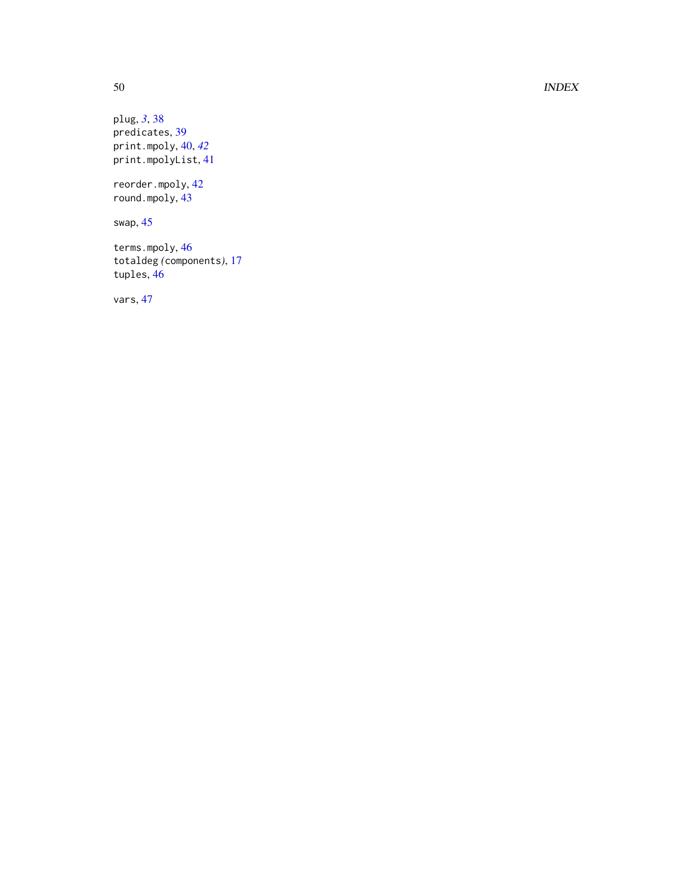plug, *3*, 38
predicates, 39
print.mpoly, 40, *42*
print.mpolyList, 41

reorder.mpoly, 42
round.mpoly, 43

swap, 45

terms.mpoly, 46
totaldeg *(components)*, 17
tuples, 46

vars, 47